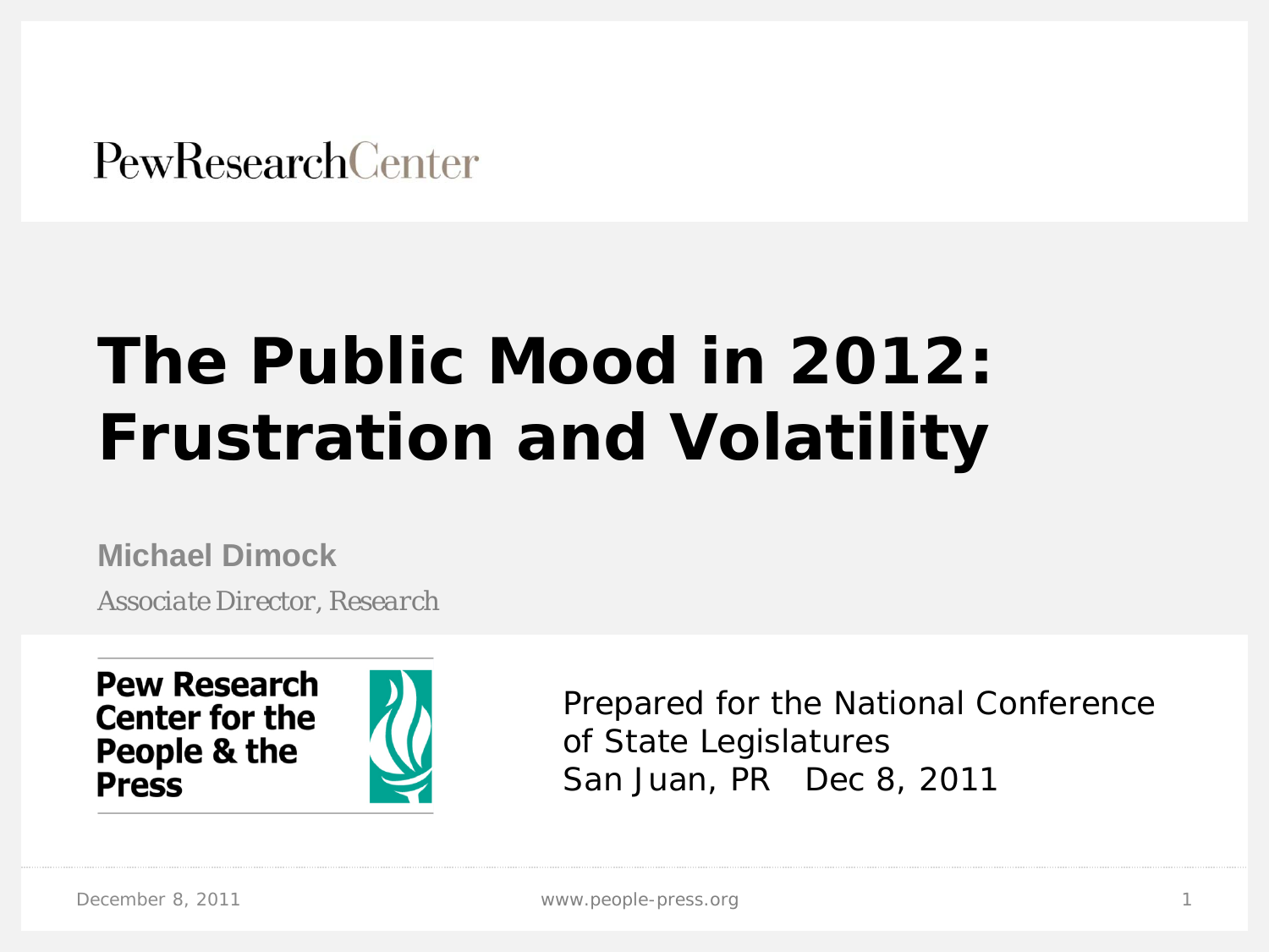PewResearchCenter

# The Public Mood in 2012: Frustration and Volatility

**Michael Dimock**

*Associate Director, Research*

**Pew Research Center for the People & the Press**

Prepared for the National Conference of State Legislatures
San Juan, PR Dec 8, 2011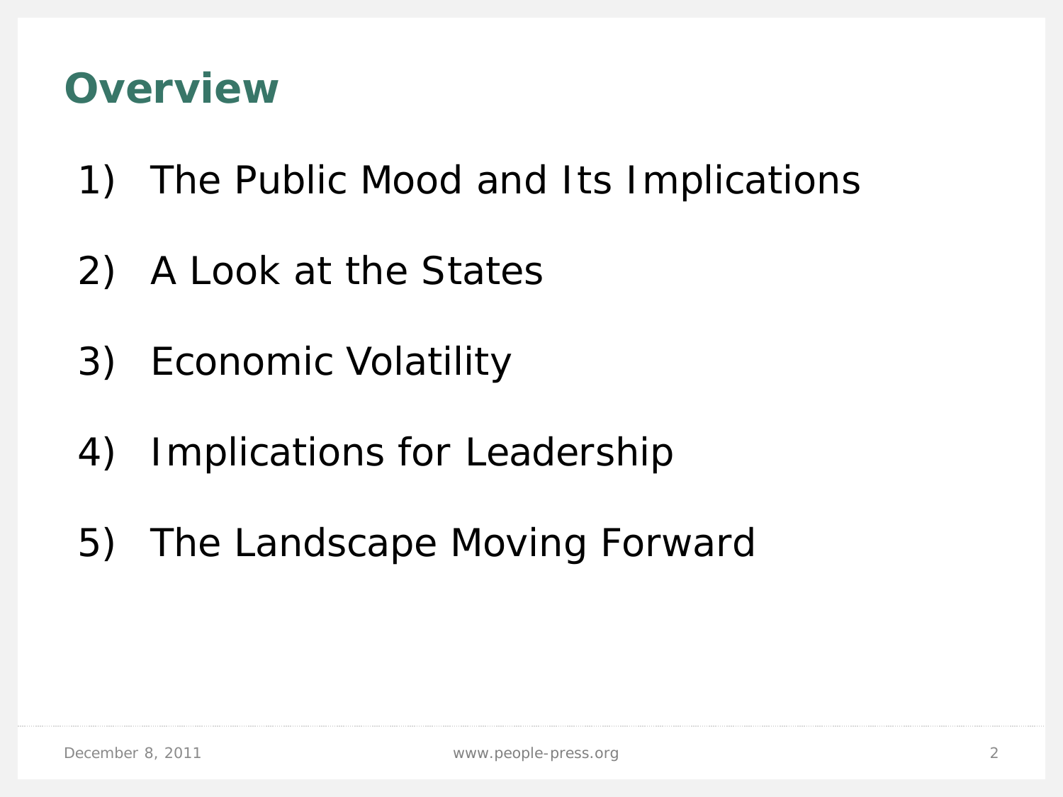# Overview

1) The Public Mood and Its Implications

2) A Look at the States

3) Economic Volatility

4) Implications for Leadership

5) The Landscape Moving Forward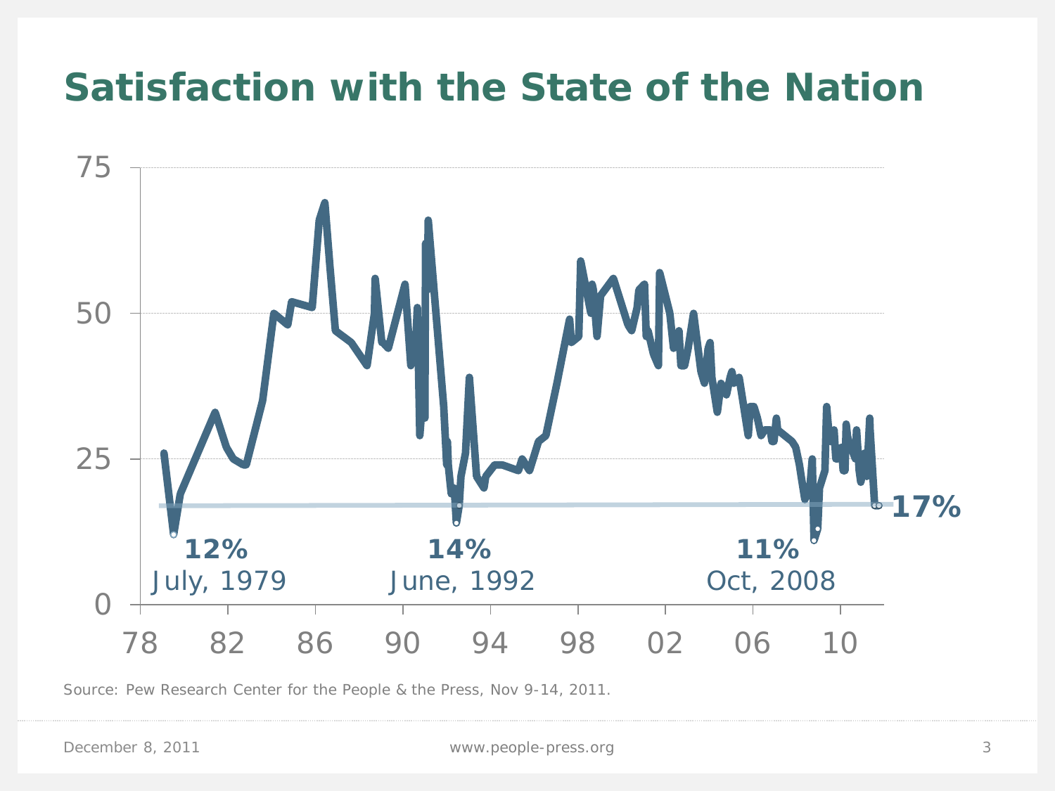# Satisfaction with the State of the Nation

75

50

25

0

78 82 86 90 94 98 02 06 10

**12%** July, 1979

**14%** June, 1992

**11%** Oct, 2008

**17%**

Source: Pew Research Center for the People & the Press, Nov 9-14, 2011.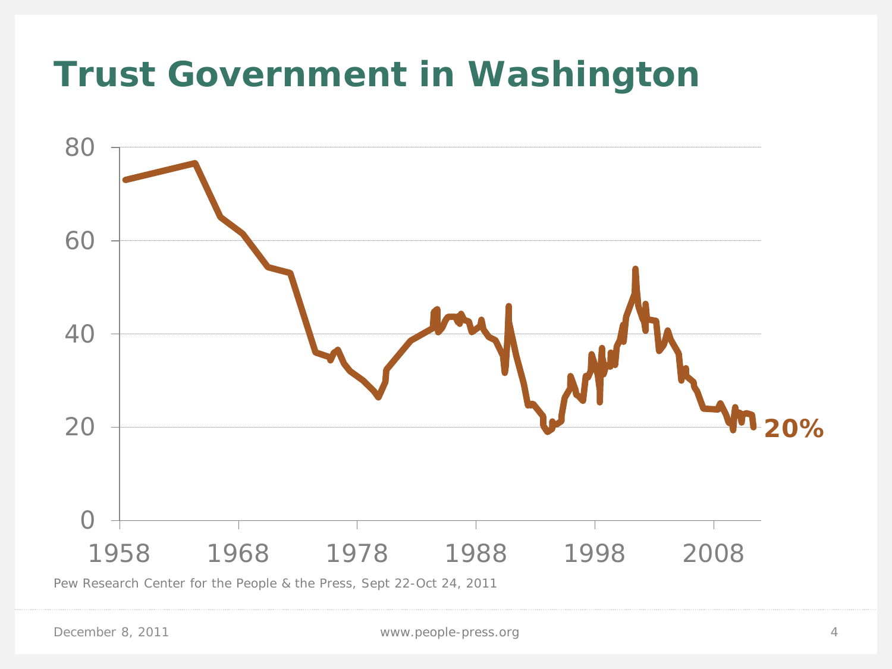# Trust Government in Washington

80

60

40

20

0

1958 1968 1978 1988 1998 2008

20%

Pew Research Center for the People & the Press, Sept 22-Oct 24, 2011

December 8, 2011 www.people-press.org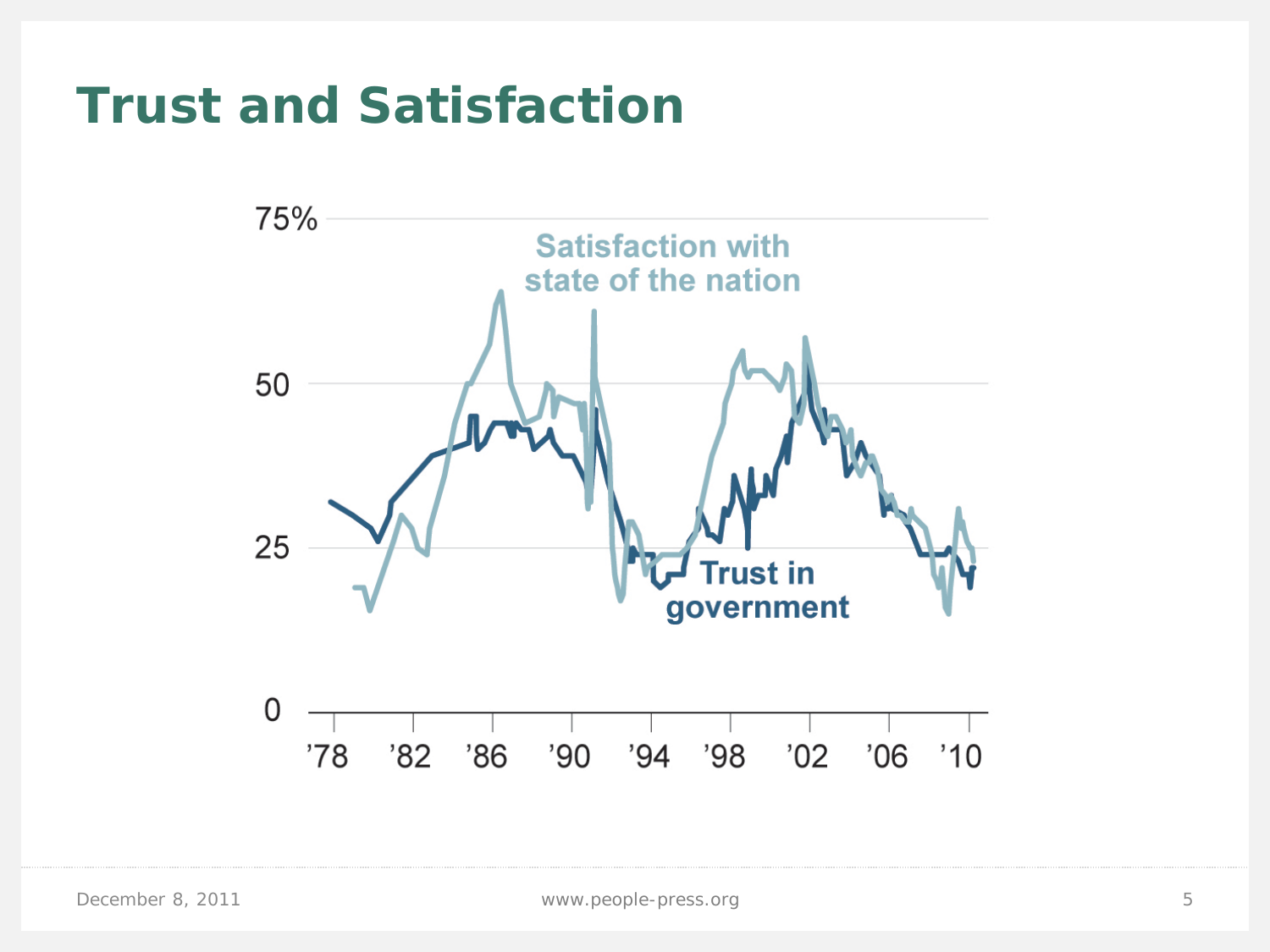# Trust and Satisfaction

75%

50

25

0

'78 '82 '86 '90 '94 '98 '02 '06 '10

Satisfaction with state of the nation

Trust in government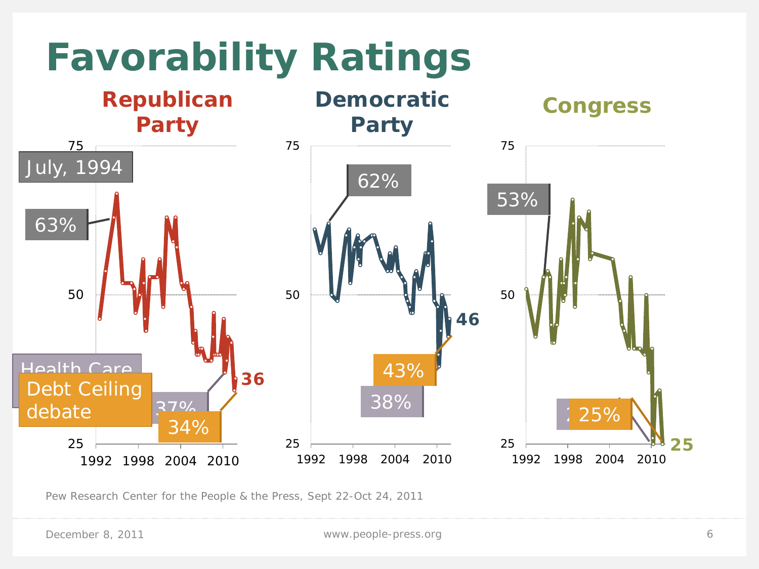# Favorability Ratings

**Republican Party**

- July, 1994: 63%
- Health Care: 37%
- Debt Ceiling debate: 34%
- Latest: **36**

**Democratic Party**

- 62%
- 38%
- 43%
- Latest: **46**

**Congress**

- 53%
- 25%
- Latest: **25**

Axis: 25, 50, 75; 1992, 1998, 2004, 2010

Pew Research Center for the People & the Press, Sept 22-Oct 24, 2011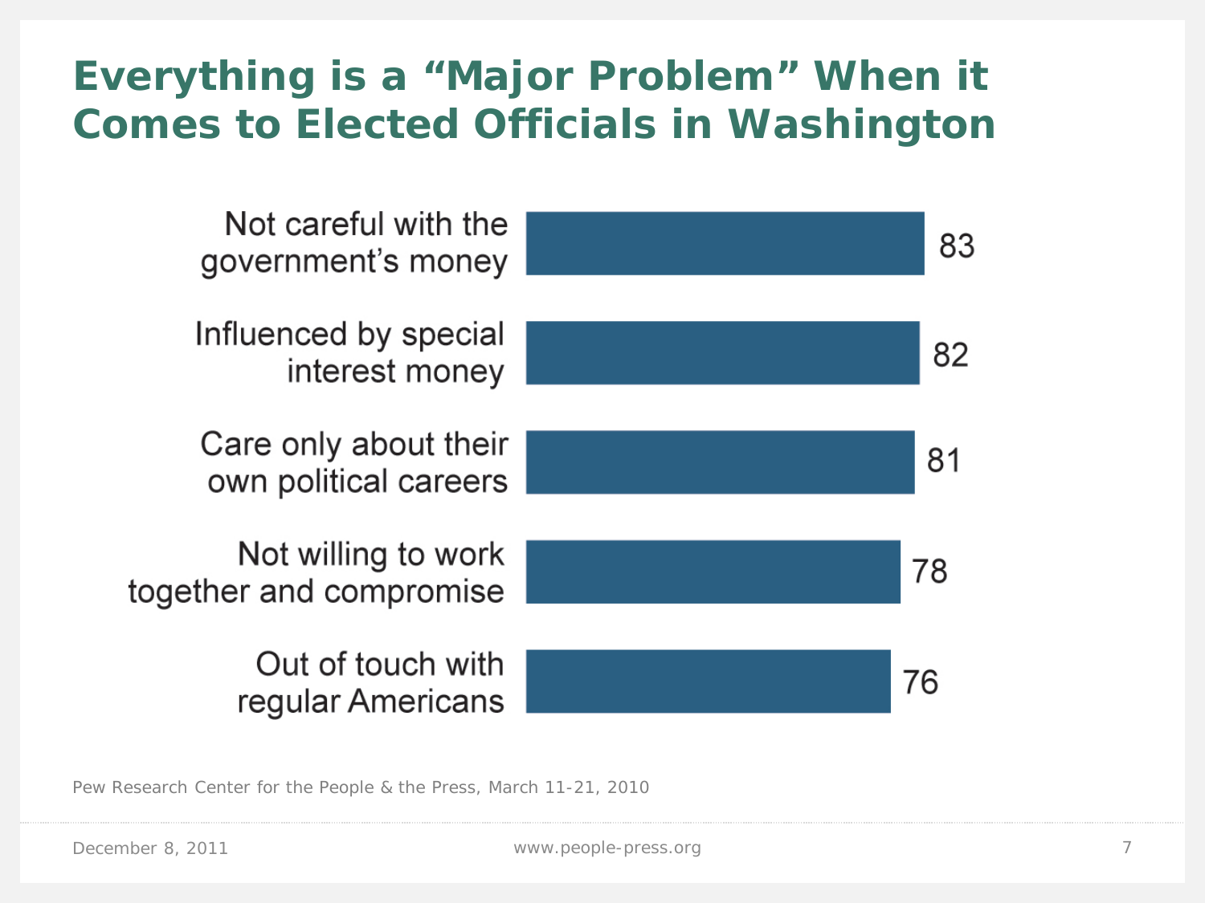# Everything is a "Major Problem" When it Comes to Elected Officials in Washington

| | % |
|---|---|
| Not careful with the government's money | 83 |
| Influenced by special interest money | 82 |
| Care only about their own political careers | 81 |
| Not willing to work together and compromise | 78 |
| Out of touch with regular Americans | 76 |

Pew Research Center for the People & the Press, March 11-21, 2010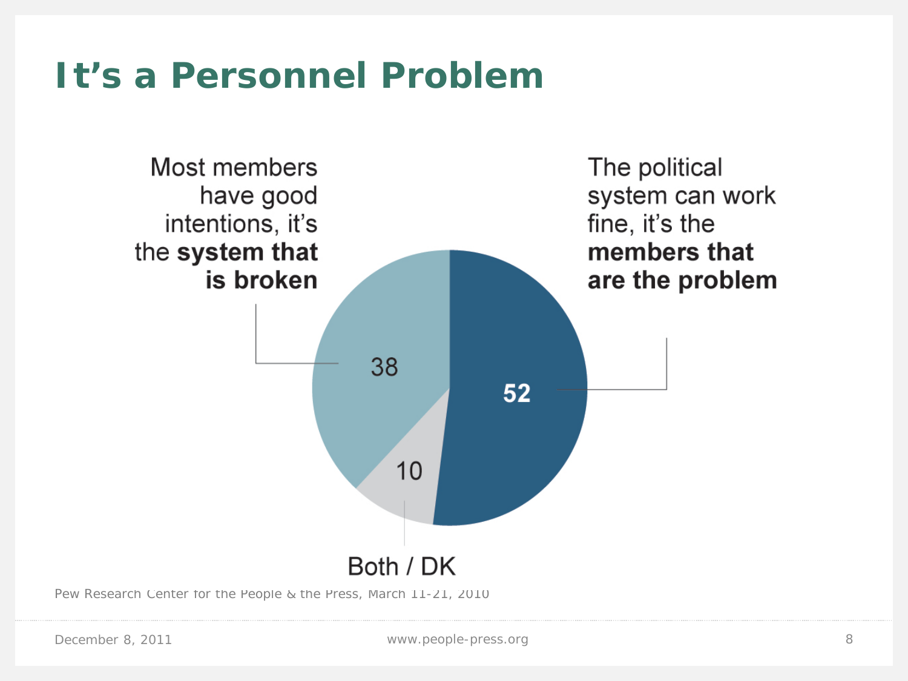# It's a Personnel Problem

| Response | % |
|---|---|
| Most members have good intentions, it's the **system that is broken** | 38 |
| The political system can work fine, it's the **members that are the problem** | 52 |
| Both / DK | 10 |

Pew Research Center for the People & the Press, March 11-21, 2010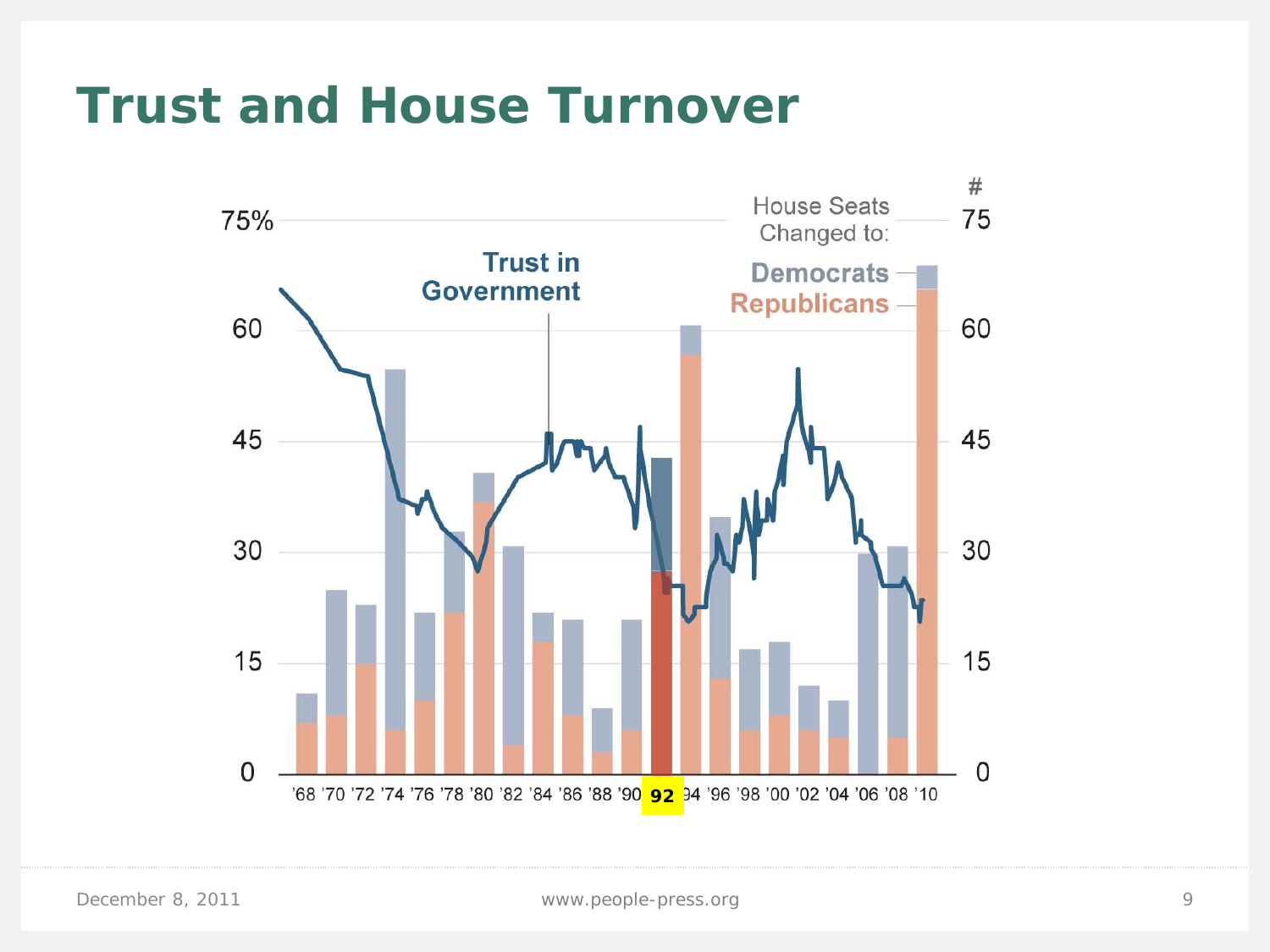# Trust and House Turnover

Trust in Government

House Seats Changed to:

Democrats

Republicans

75% 60 45 30 15 0

75 60 45 30 15 0

'68 '70 '72 '74 '76 '78 '80 '82 '84 '86 '88 '90 92 94 '96 '98 '00 '02 '04 '06 '08 '10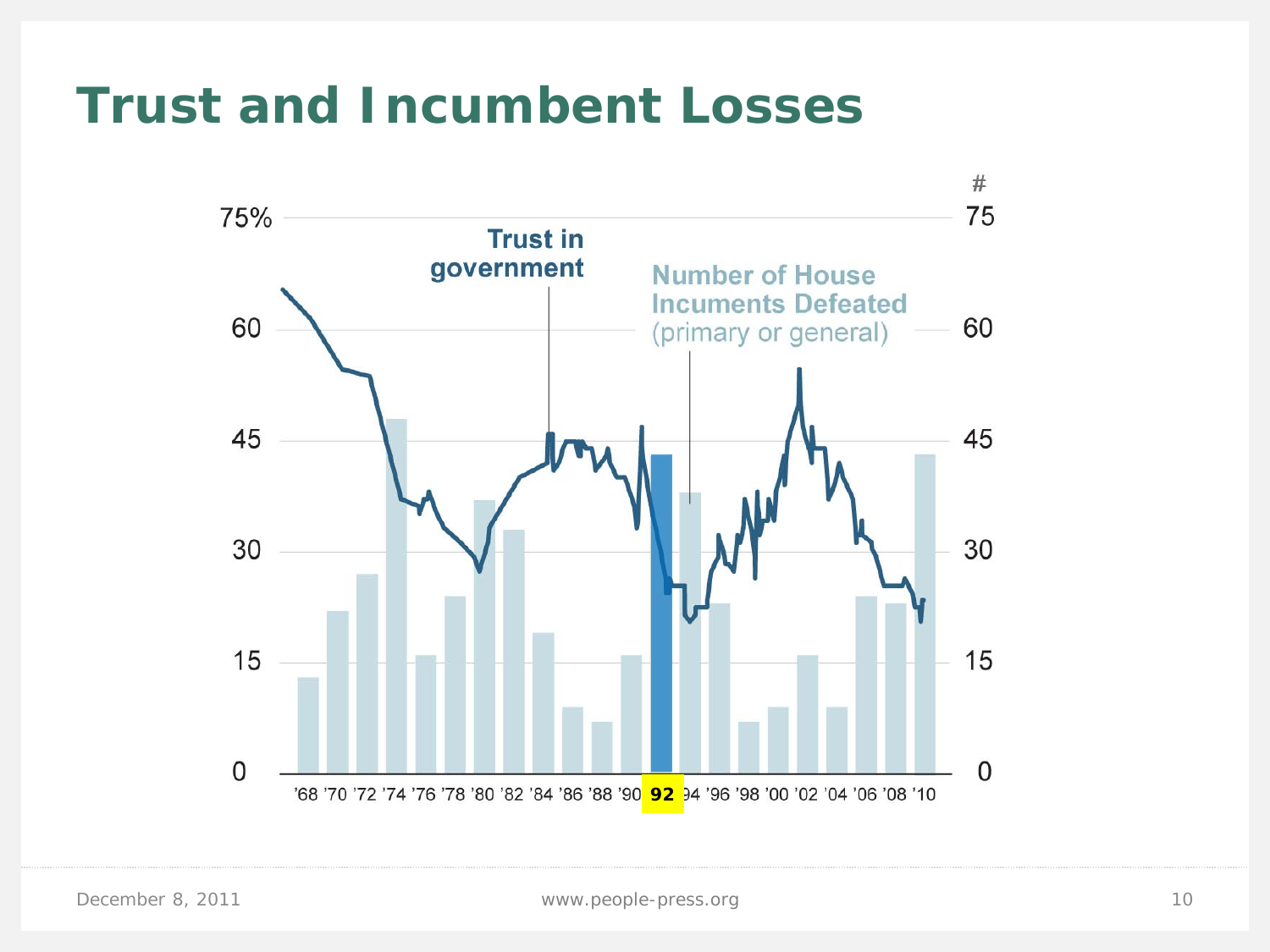# Trust and Incumbent Losses

75%
60
45
30
15
0

Trust in government

Number of House Incuments Defeated (primary or general)

#
75
60
45
30
15
0

'68 '70 '72 '74 '76 '78 '80 '82 '84 '86 '88 '90 **92** '94 '96 '98 '00 '02 '04 '06 '08 '10

December 8, 2011 www.people-press.org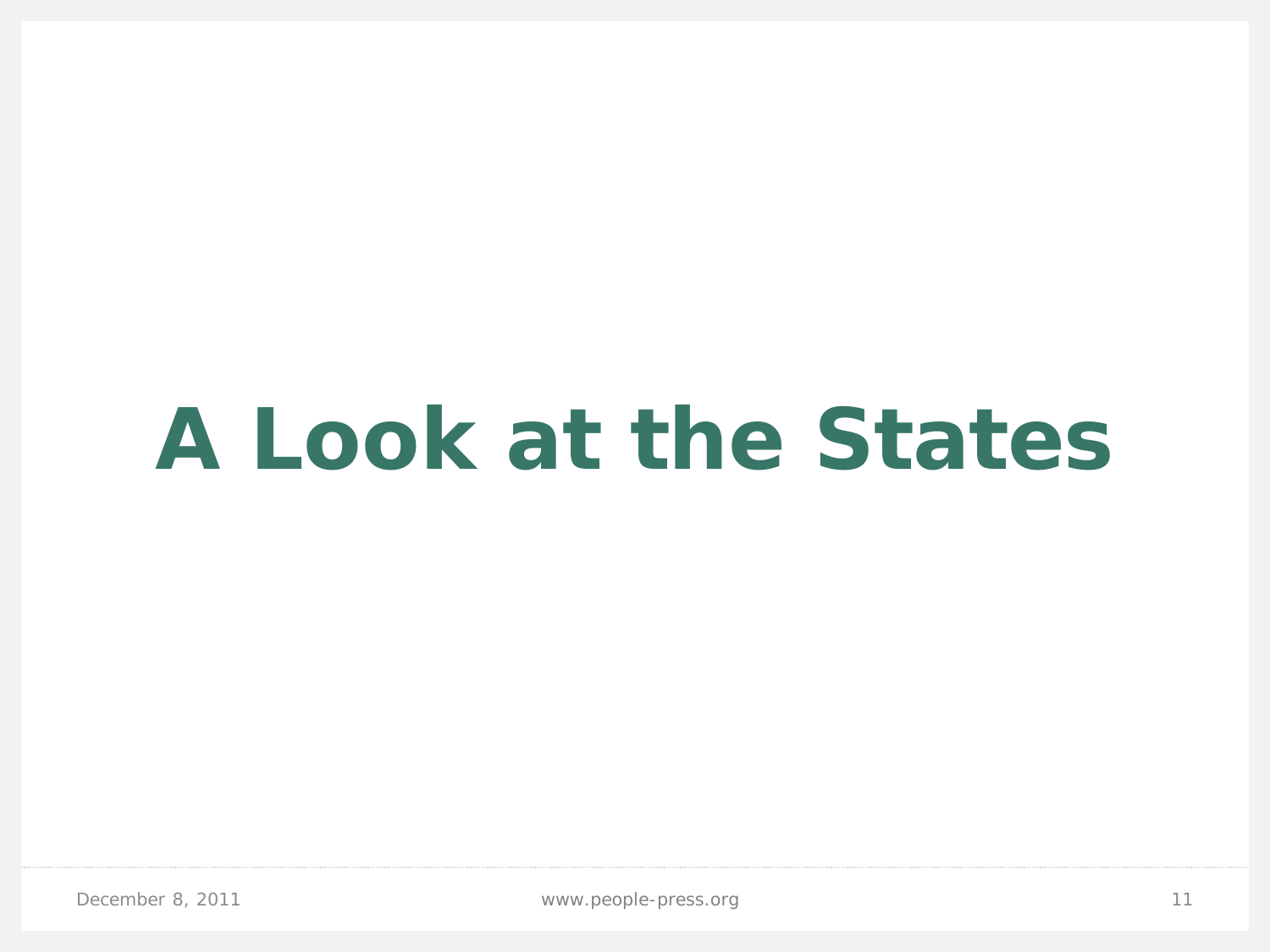# A Look at the States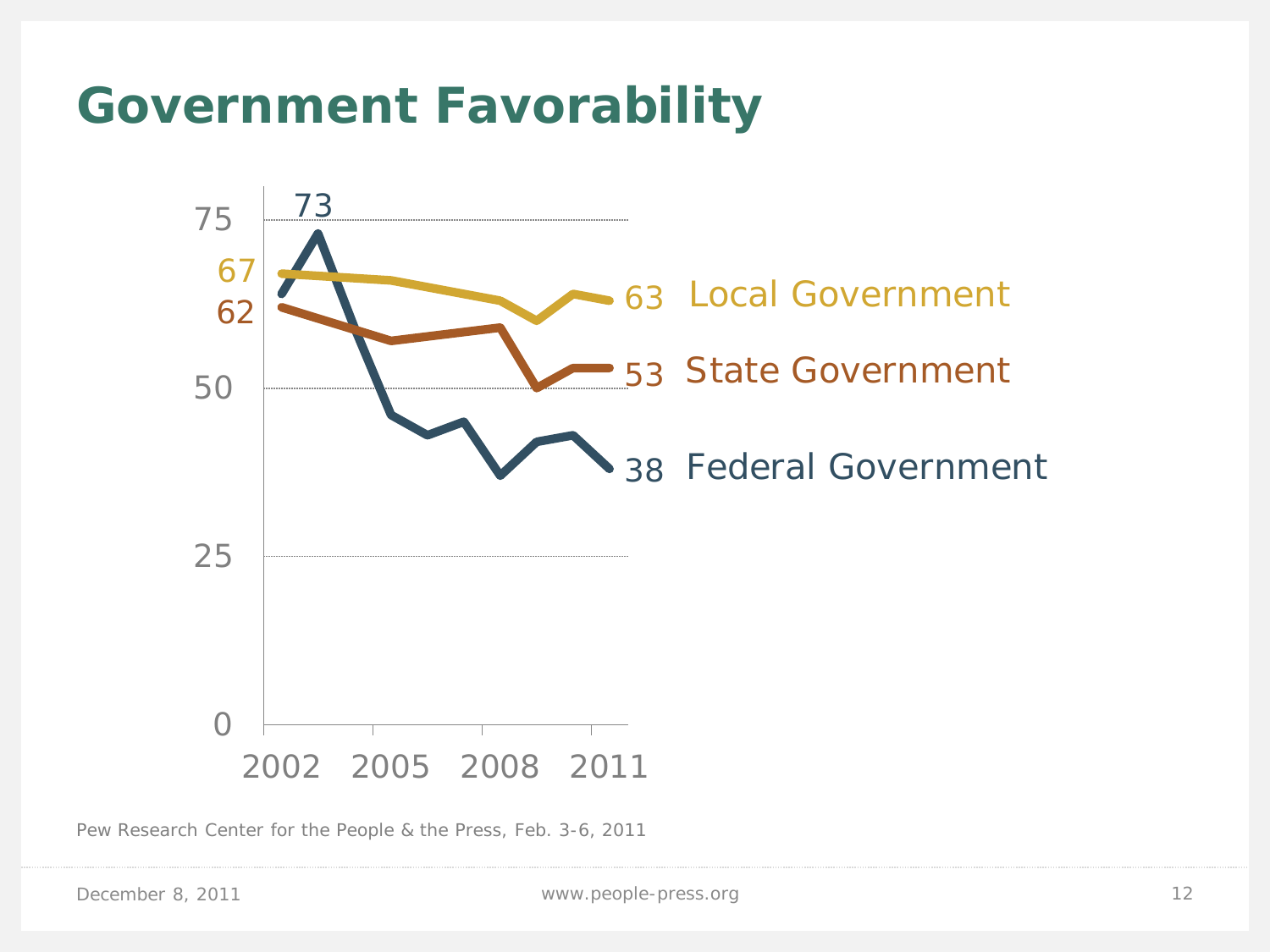# Government Favorability

Pew Research Center for the People & the Press, Feb. 3-6, 2011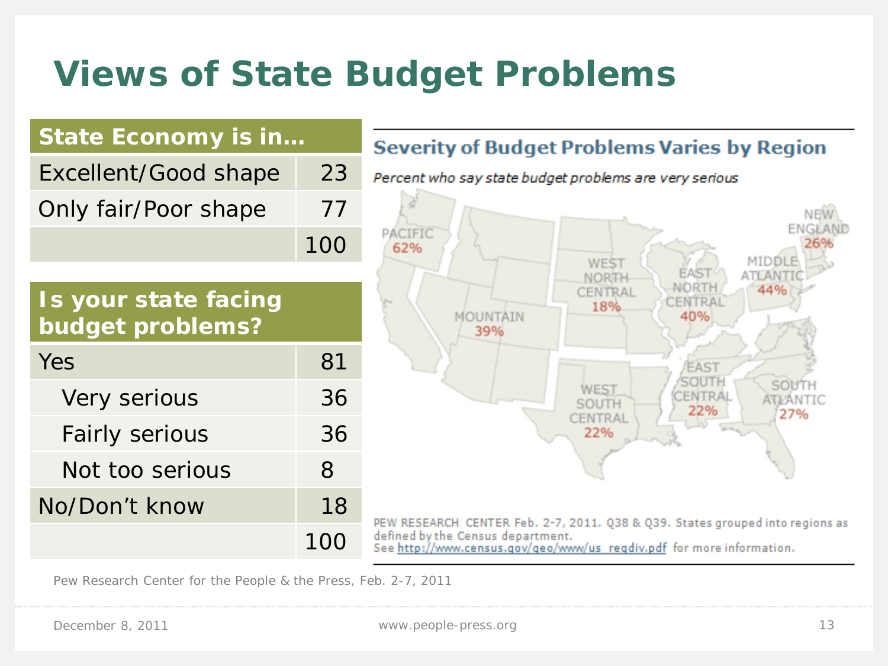# Views of State Budget Problems

| State Economy is in... | |
|---|---|
| Excellent/Good shape | 23 |
| Only fair/Poor shape | 77 |
| | 100 |

| Is your state facing budget problems? | |
|---|---|
| Yes | 81 |
| Very serious | 36 |
| Fairly serious | 36 |
| Not too serious | 8 |
| No/Don't know | 18 |
| | 100 |

## Severity of Budget Problems Varies by Region

*Percent who say state budget problems are very serious*

| Region | % |
|---|---|
| PACIFIC | 62% |
| MOUNTAIN | 39% |
| WEST NORTH CENTRAL | 18% |
| EAST NORTH CENTRAL | 40% |
| MIDDLE ATLANTIC | 44% |
| NEW ENGLAND | 26% |
| WEST SOUTH CENTRAL | 22% |
| EAST SOUTH CENTRAL | 22% |
| SOUTH ATLANTIC | 27% |

PEW RESEARCH CENTER Feb. 2-7, 2011. Q38 & Q39. States grouped into regions as defined by the Census department. See http://www.census.gov/geo/www/us_regdiv.pdf for more information.

Pew Research Center for the People & the Press, Feb. 2-7, 2011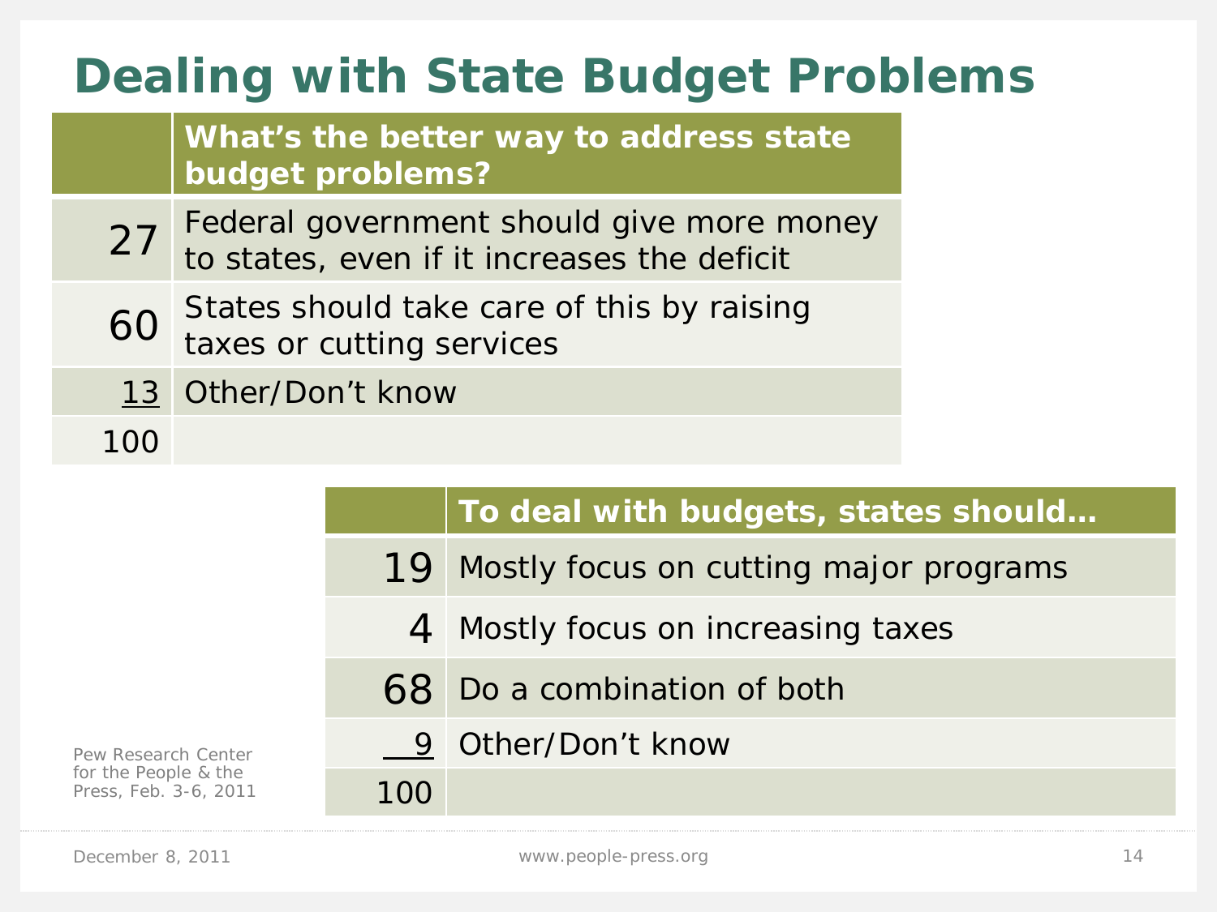# Dealing with State Budget Problems

| | What's the better way to address state budget problems? |
|---|---|
| 27 | Federal government should give more money to states, even if it increases the deficit |
| 60 | States should take care of this by raising taxes or cutting services |
| 13 | Other/Don't know |
| 100 | |

| | To deal with budgets, states should… |
|---|---|
| 19 | Mostly focus on cutting major programs |
| 4 | Mostly focus on increasing taxes |
| 68 | Do a combination of both |
| 9 | Other/Don't know |
| 100 | |

Pew Research Center for the People & the Press, Feb. 3-6, 2011

December 8, 2011

www.people-press.org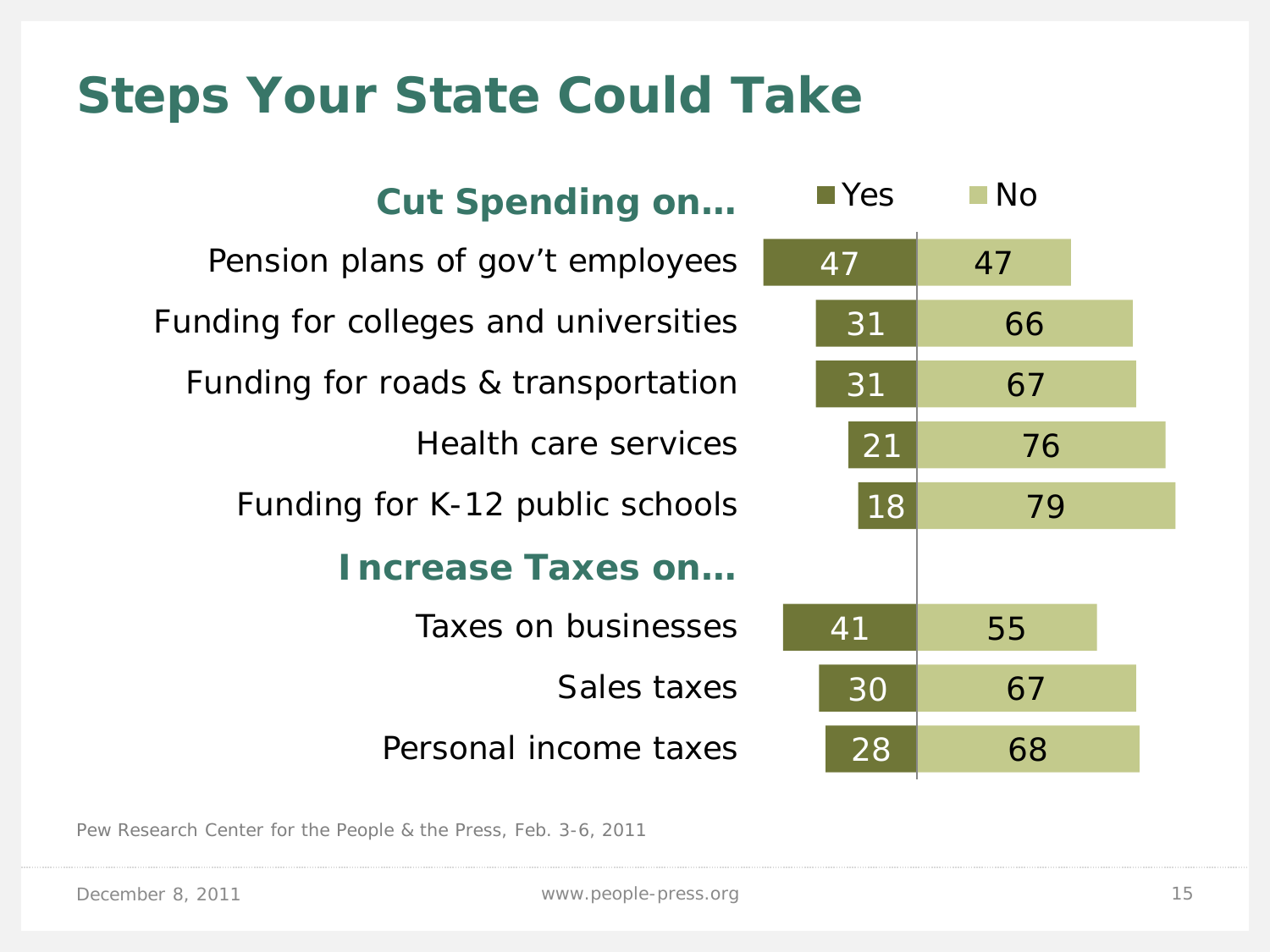# Steps Your State Could Take

| | Yes | No |
|---|---|---|
| **Cut Spending on…** | | |
| Pension plans of gov't employees | 47 | 47 |
| Funding for colleges and universities | 31 | 66 |
| Funding for roads & transportation | 31 | 67 |
| Health care services | 21 | 76 |
| Funding for K-12 public schools | 18 | 79 |
| **Increase Taxes on…** | | |
| Taxes on businesses | 41 | 55 |
| Sales taxes | 30 | 67 |
| Personal income taxes | 28 | 68 |

Pew Research Center for the People & the Press, Feb. 3-6, 2011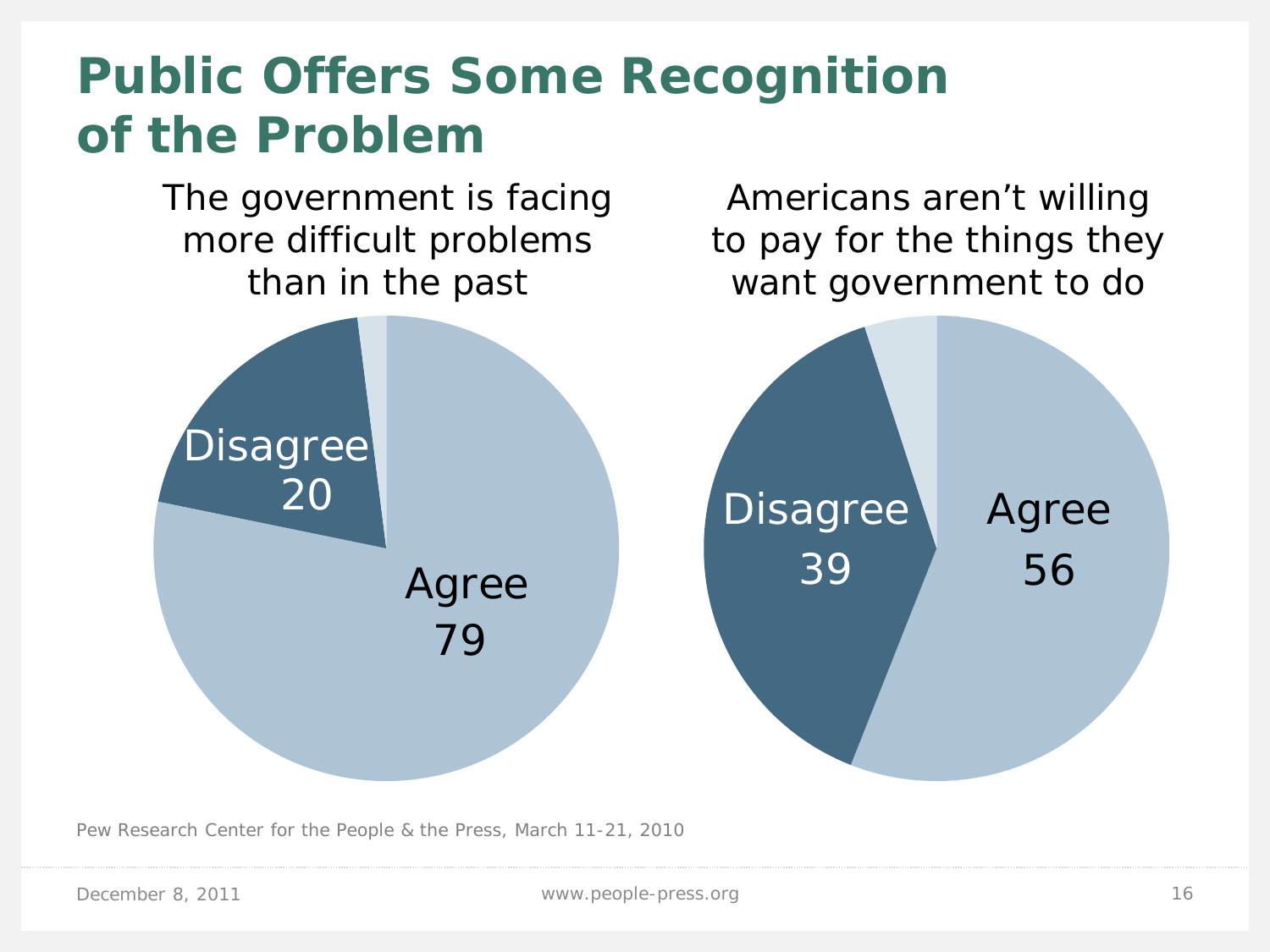# Public Offers Some Recognition of the Problem

The government is facing more difficult problems than in the past

- Disagree 20
- Agree 79

Americans aren't willing to pay for the things they want government to do

- Disagree 39
- Agree 56

Pew Research Center for the People & the Press, March 11-21, 2010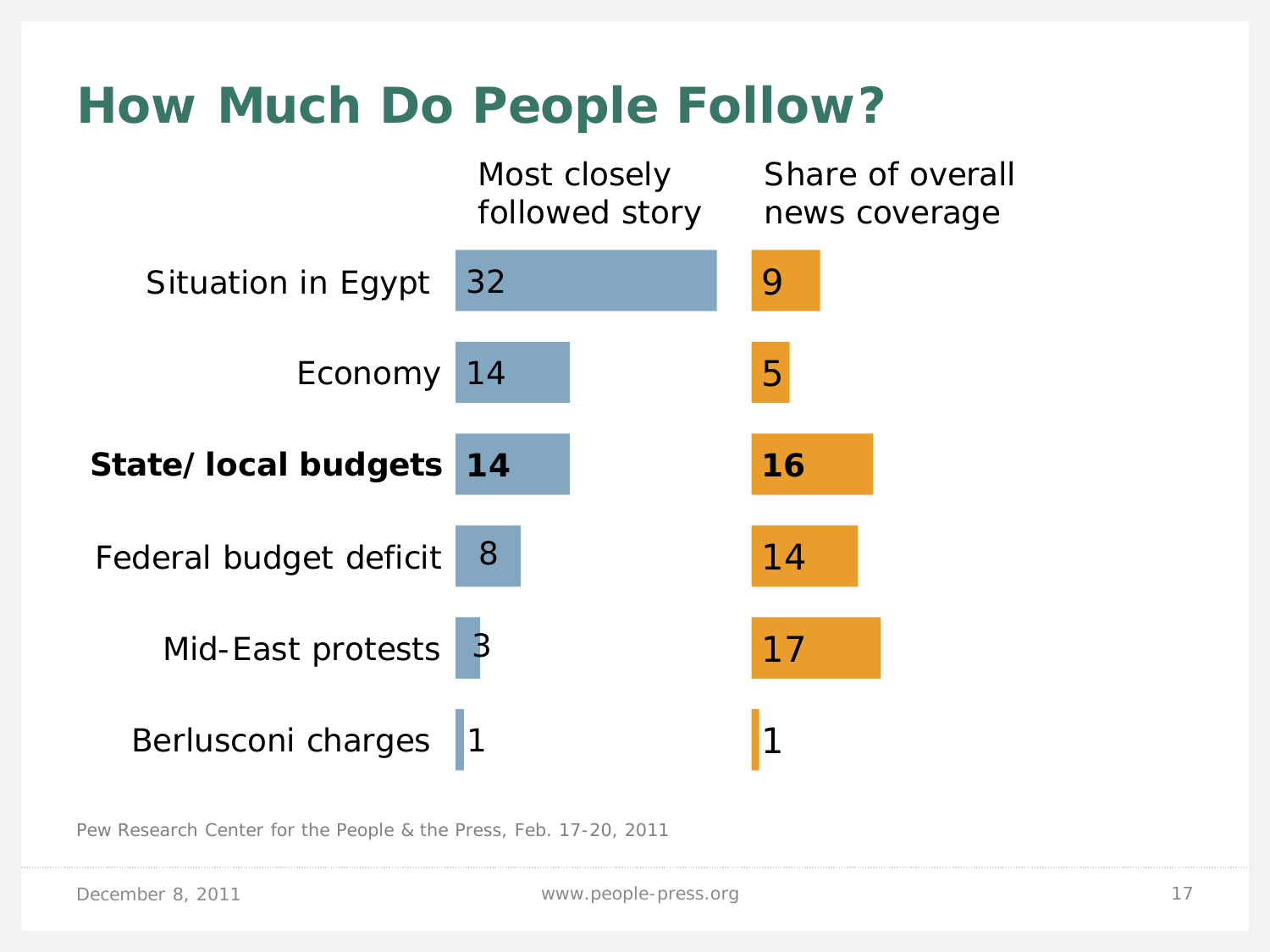# How Much Do People Follow?

| | Most closely followed story | Share of overall news coverage |
|---|---|---|
| Situation in Egypt | 32 | 9 |
| Economy | 14 | 5 |
| **State/ local budgets** | **14** | **16** |
| Federal budget deficit | 8 | 14 |
| Mid-East protests | 3 | 17 |
| Berlusconi charges | 1 | 1 |

Pew Research Center for the People & the Press, Feb. 17-20, 2011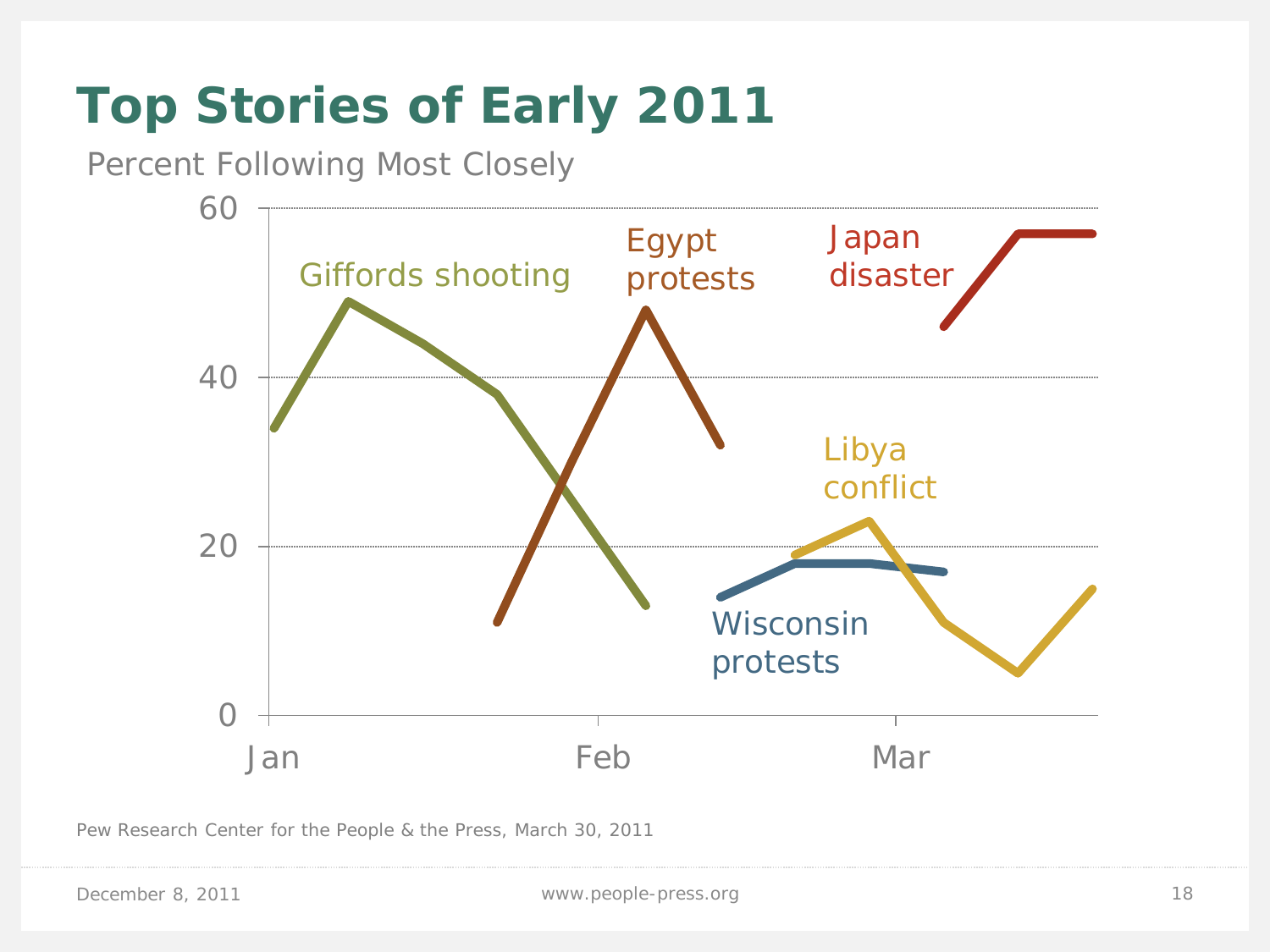# Top Stories of Early 2011

Percent Following Most Closely

60

40

20

0

Jan Feb Mar

Giffords shooting

Egypt protests

Japan disaster

Libya conflict

Wisconsin protests

Pew Research Center for the People & the Press, March 30, 2011

December 8, 2011 www.people-press.org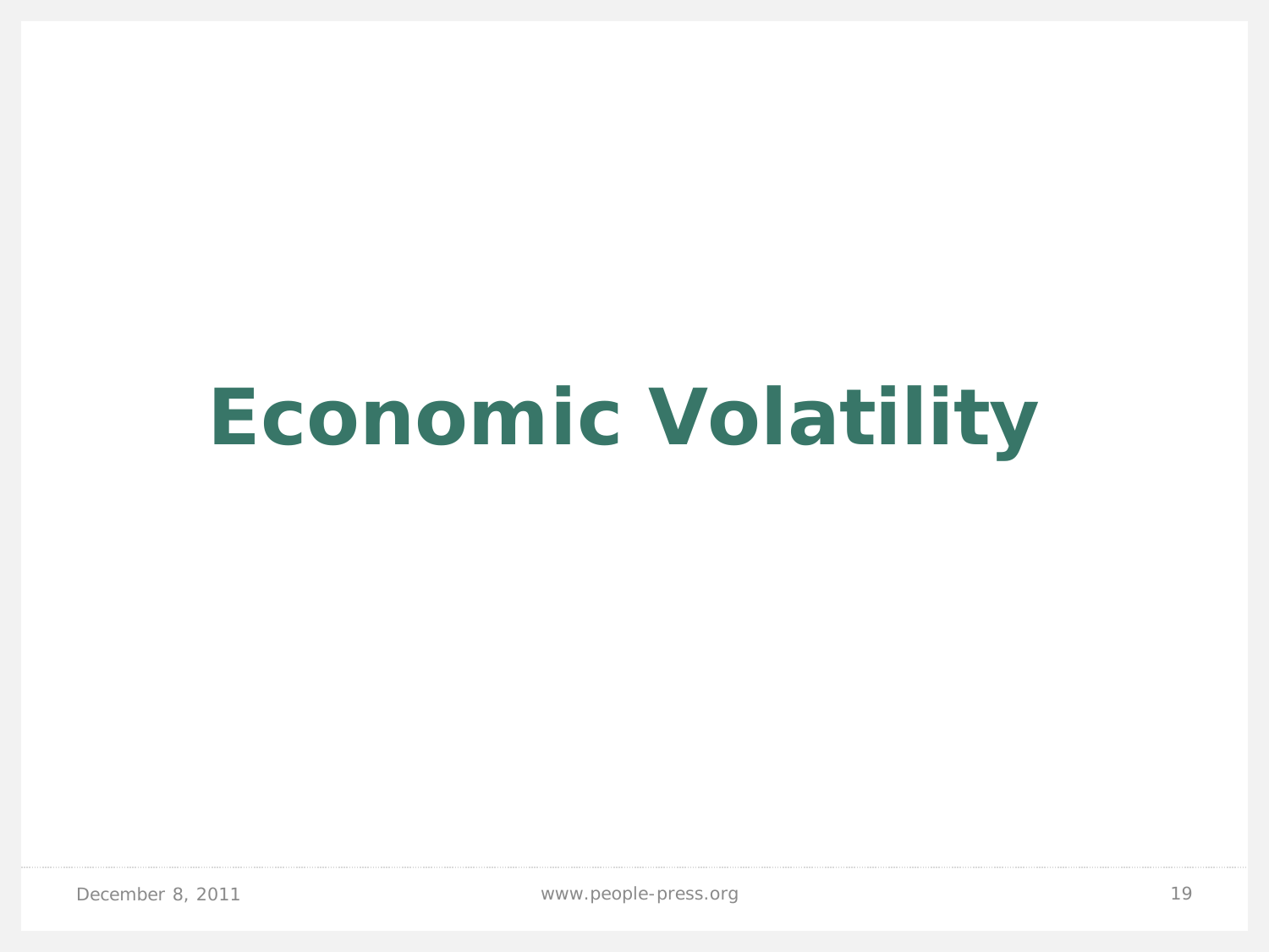# Economic Volatility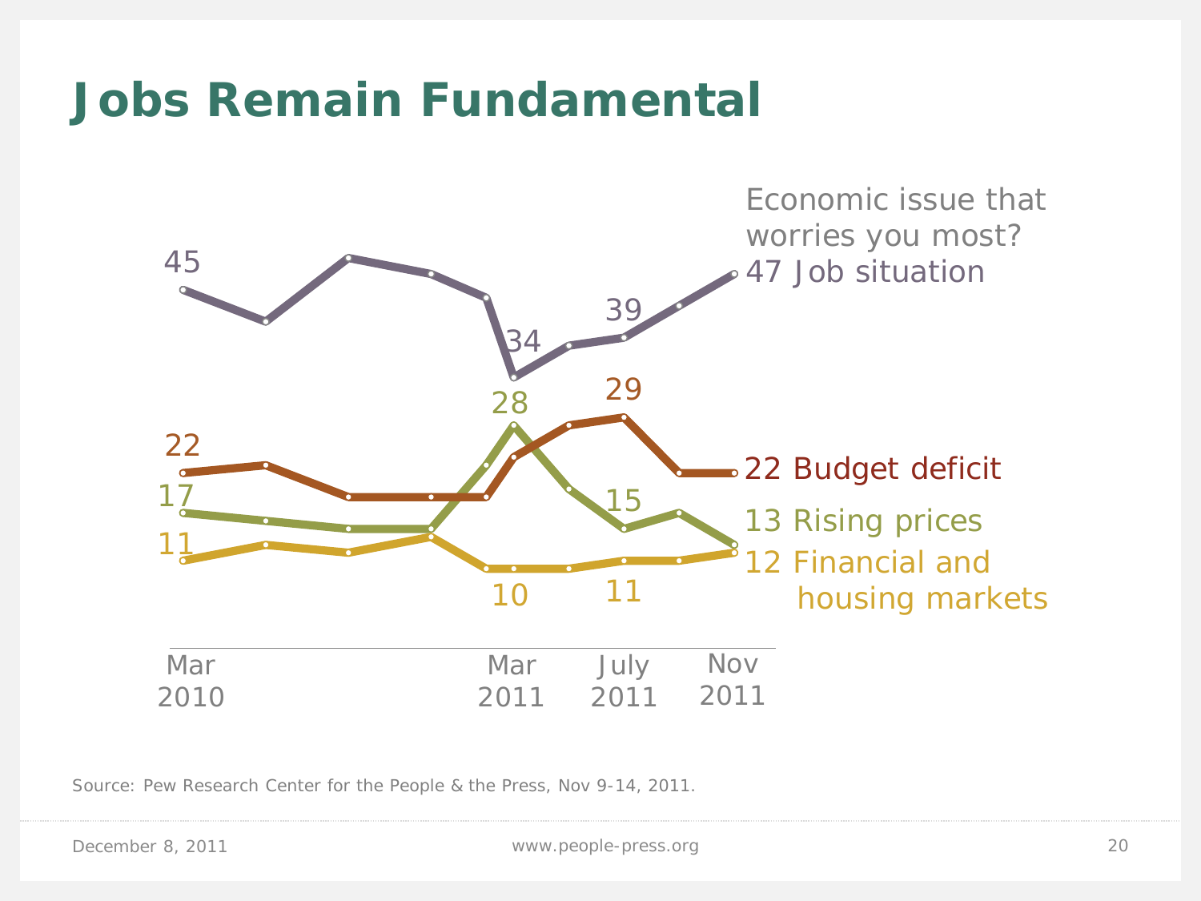# Jobs Remain Fundamental

Economic issue that worries you most?

47 Job situation

22 Budget deficit

13 Rising prices

12 Financial and housing markets

| | Mar 2010 | Mar 2011 | July 2011 | Nov 2011 |
|---|---|---|---|---|
| Job situation | 45 | 34 | 39 | 47 |
| Budget deficit | 22 | | 29 | 22 |
| Rising prices | 17 | 28 | 15 | 13 |
| Financial and housing markets | 11 | 10 | 11 | 12 |

Source: Pew Research Center for the People & the Press, Nov 9-14, 2011.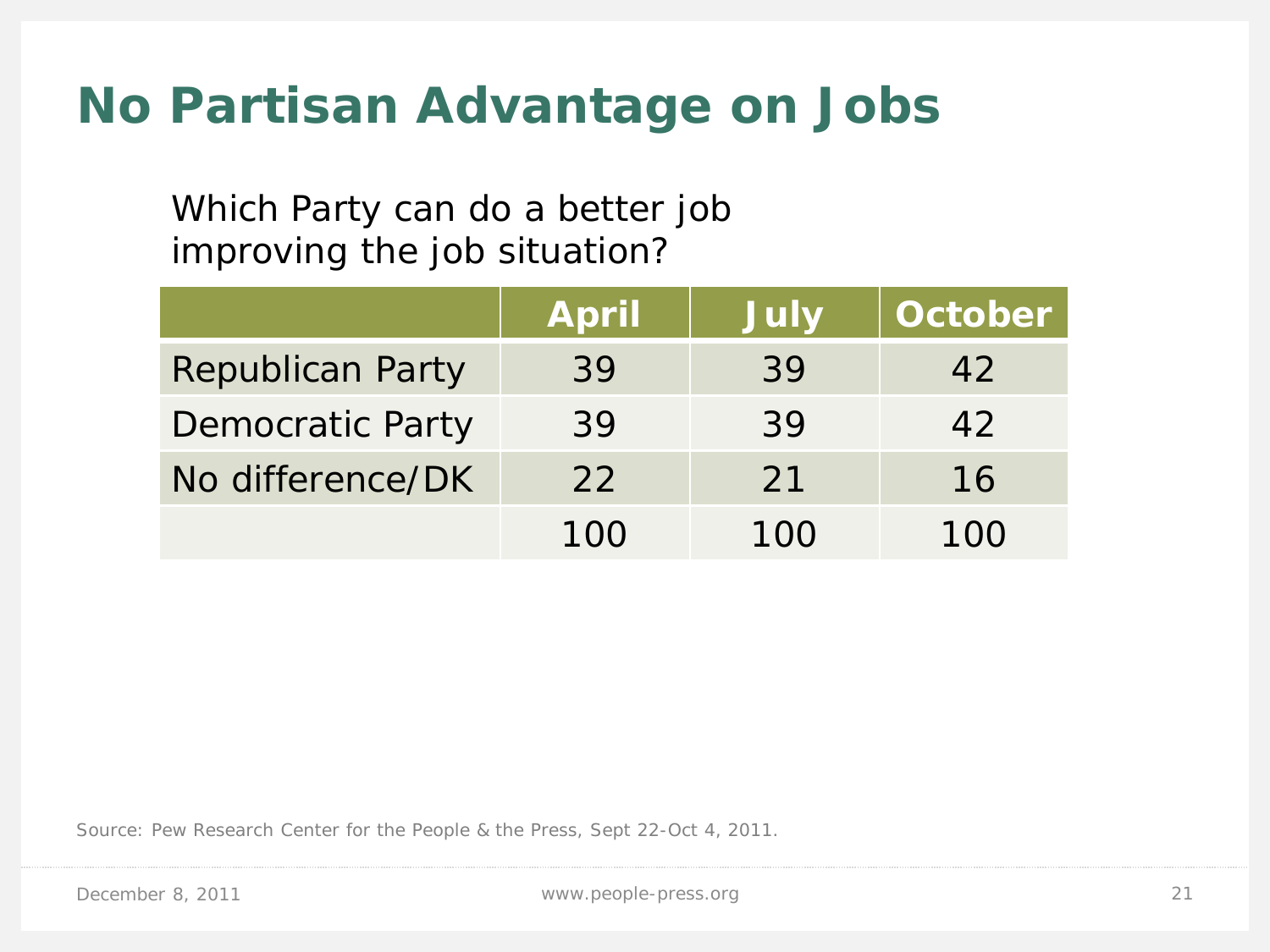# No Partisan Advantage on Jobs

Which Party can do a better job improving the job situation?

| | April | July | October |
|---|---|---|---|
| Republican Party | 39 | 39 | 42 |
| Democratic Party | 39 | 39 | 42 |
| No difference/DK | 22 | 21 | 16 |
| | 100 | 100 | 100 |

Source: Pew Research Center for the People & the Press, Sept 22-Oct 4, 2011.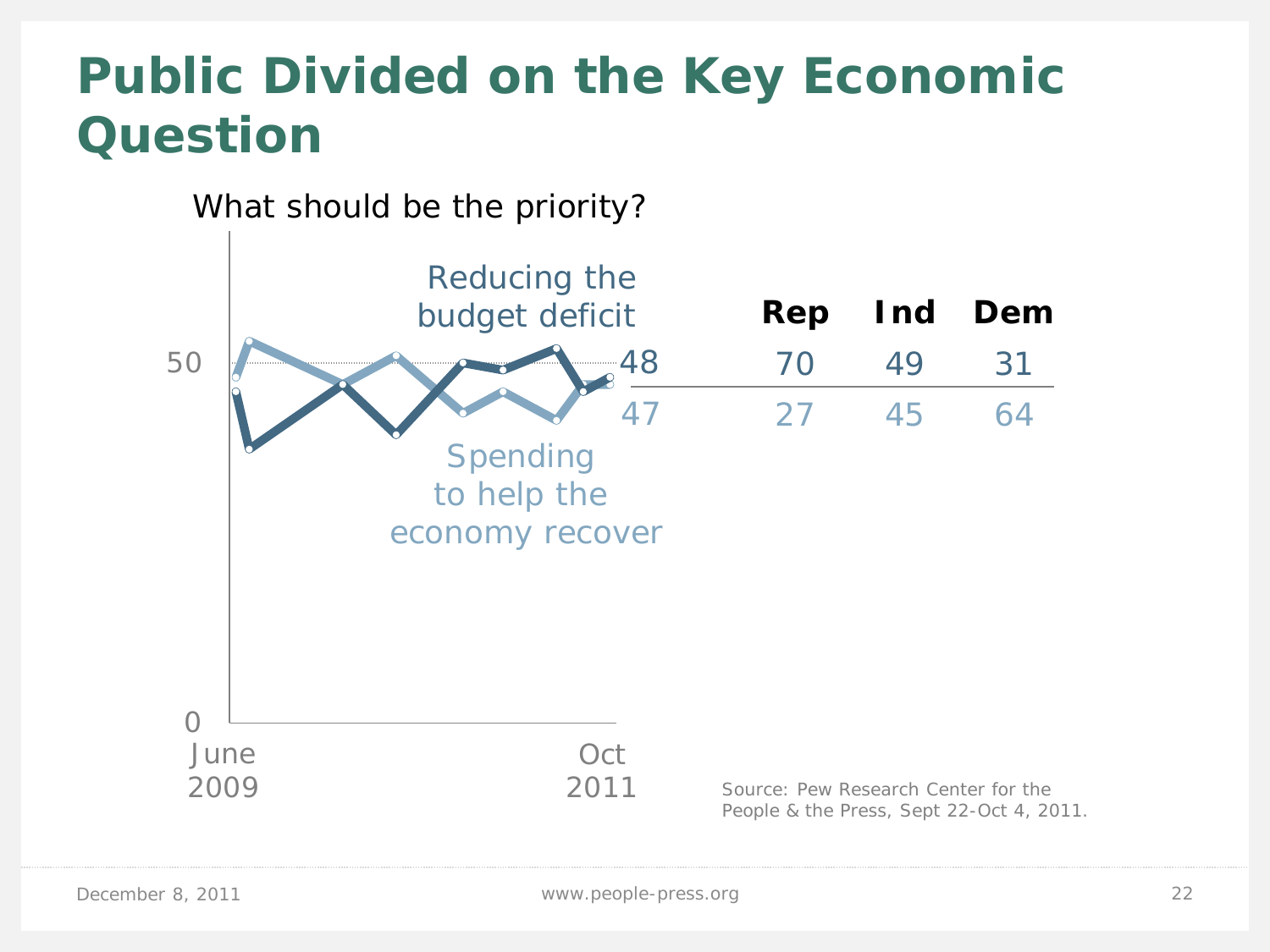# Public Divided on the Key Economic Question

What should be the priority?

| | Total | Rep | Ind | Dem |
|---|---|---|---|---|
| Reducing the budget deficit | 48 | 70 | 49 | 31 |
| Spending to help the economy recover | 47 | 27 | 45 | 64 |

June 2009 – Oct 2011

Source: Pew Research Center for the People & the Press, Sept 22-Oct 4, 2011.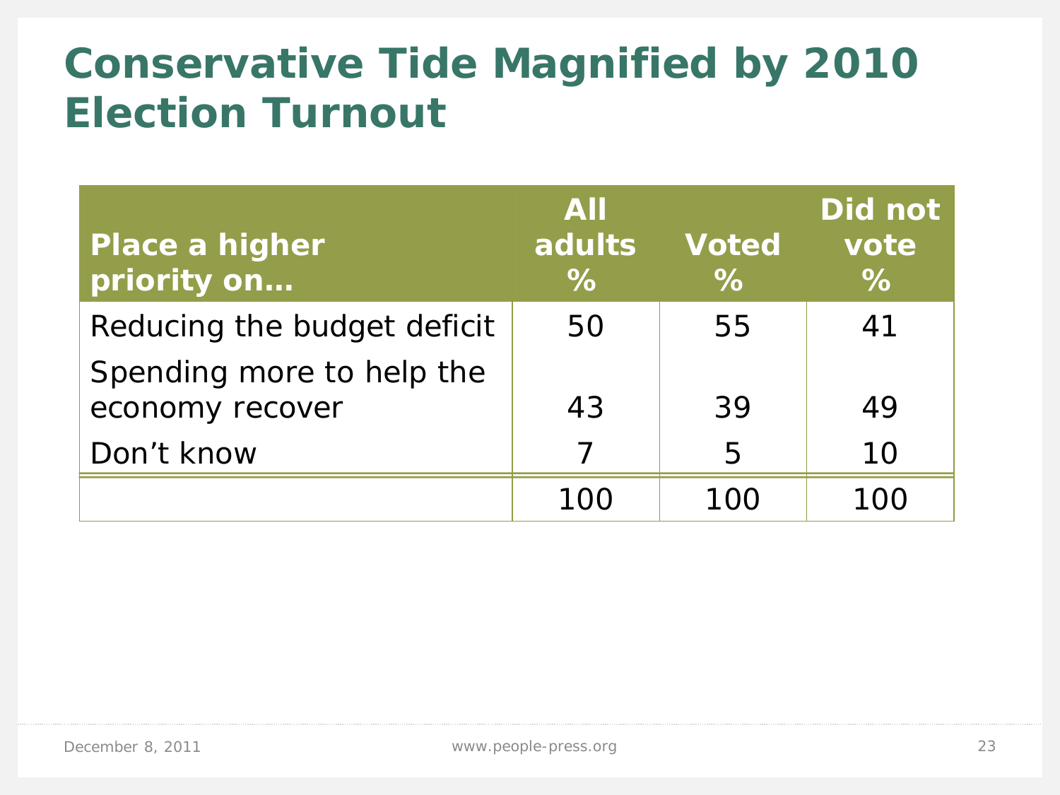# Conservative Tide Magnified by 2010 Election Turnout

| Place a higher priority on… | All adults % | Voted % | Did not vote % |
|---|---|---|---|
| Reducing the budget deficit | 50 | 55 | 41 |
| Spending more to help the economy recover | 43 | 39 | 49 |
| Don't know | 7 | 5 | 10 |
| | 100 | 100 | 100 |

December 8, 2011 www.people-press.org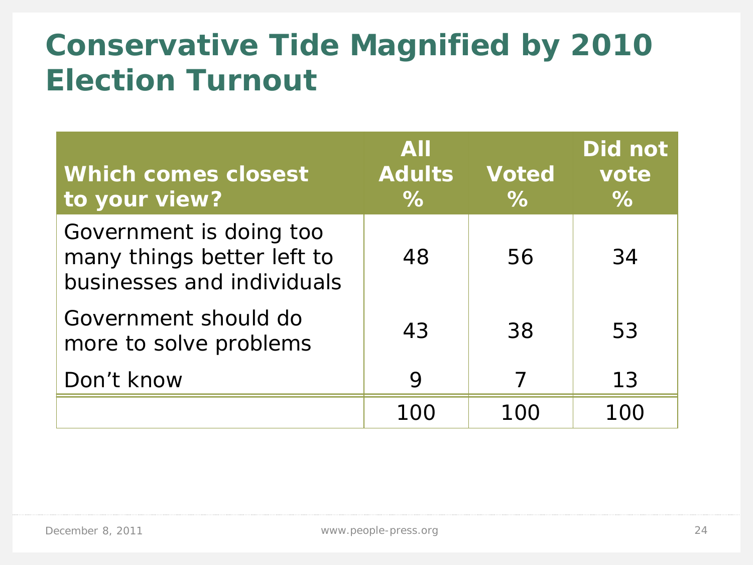# Conservative Tide Magnified by 2010 Election Turnout

| Which comes closest to your view? | All Adults % | Voted % | Did not vote % |
|---|---|---|---|
| Government is doing too many things better left to businesses and individuals | 48 | 56 | 34 |
| Government should do more to solve problems | 43 | 38 | 53 |
| Don't know | 9 | 7 | 13 |
| | 100 | 100 | 100 |

December 8, 2011 www.people-press.org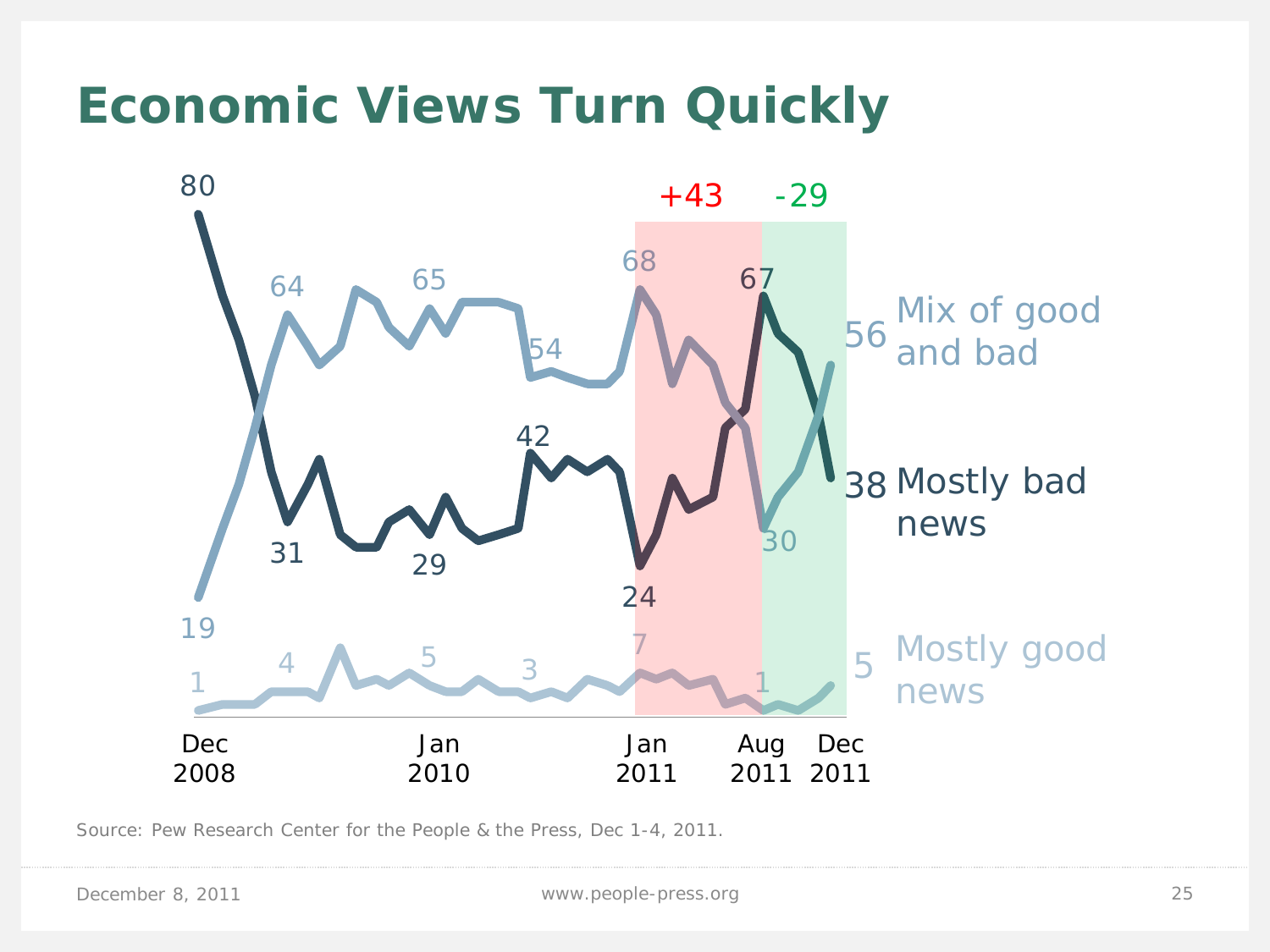# Economic Views Turn Quickly

+43 -29

80

64 65 68 67

54 56 Mix of good and bad

42

31 29 24 30 38 Mostly bad news

19

1 4 5 3 7 1 5 Mostly good news

Dec 2008 Jan 2010 Jan 2011 Aug 2011 Dec 2011

Source: Pew Research Center for the People & the Press, Dec 1-4, 2011.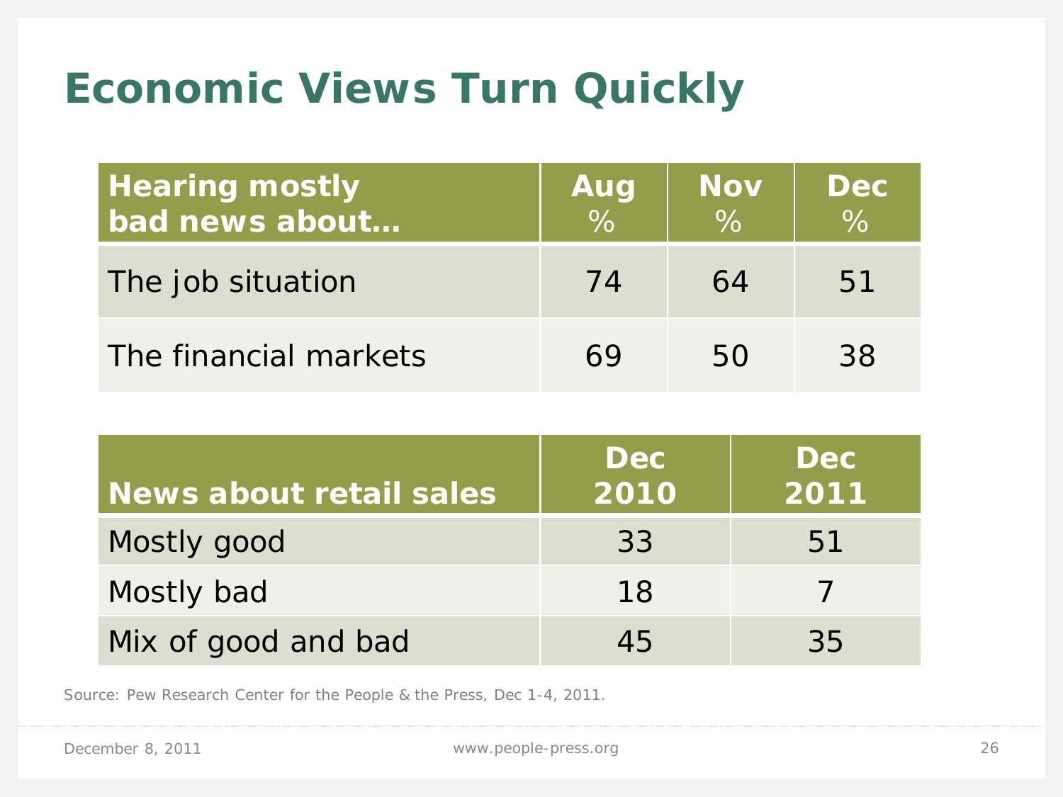# Economic Views Turn Quickly

| Hearing mostly bad news about… | Aug % | Nov % | Dec % |
|---|---|---|---|
| The job situation | 74 | 64 | 51 |
| The financial markets | 69 | 50 | 38 |

| News about retail sales | Dec 2010 | Dec 2011 |
|---|---|---|
| Mostly good | 33 | 51 |
| Mostly bad | 18 | 7 |
| Mix of good and bad | 45 | 35 |

Source: Pew Research Center for the People & the Press, Dec 1-4, 2011.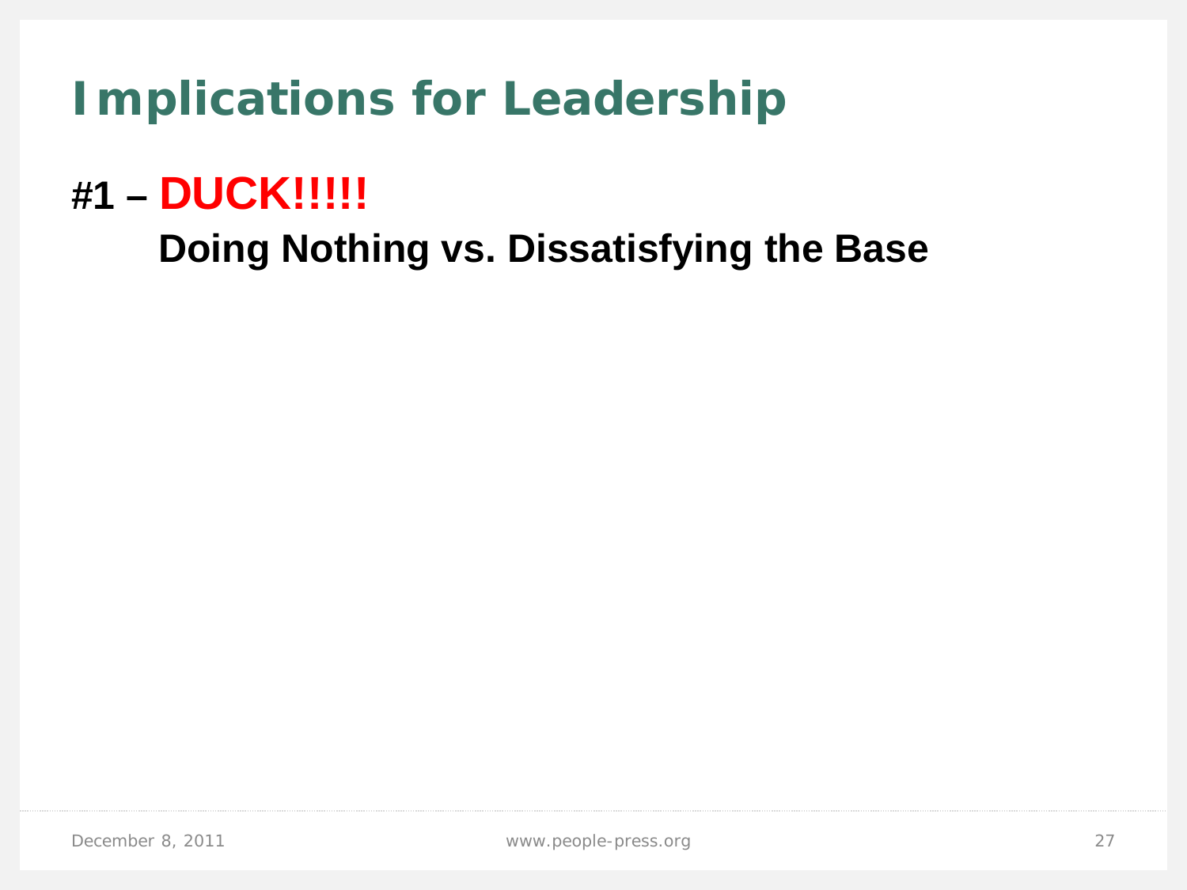# Implications for Leadership

**#1 – DUCK!!!!!**

**Doing Nothing vs. Dissatisfying the Base**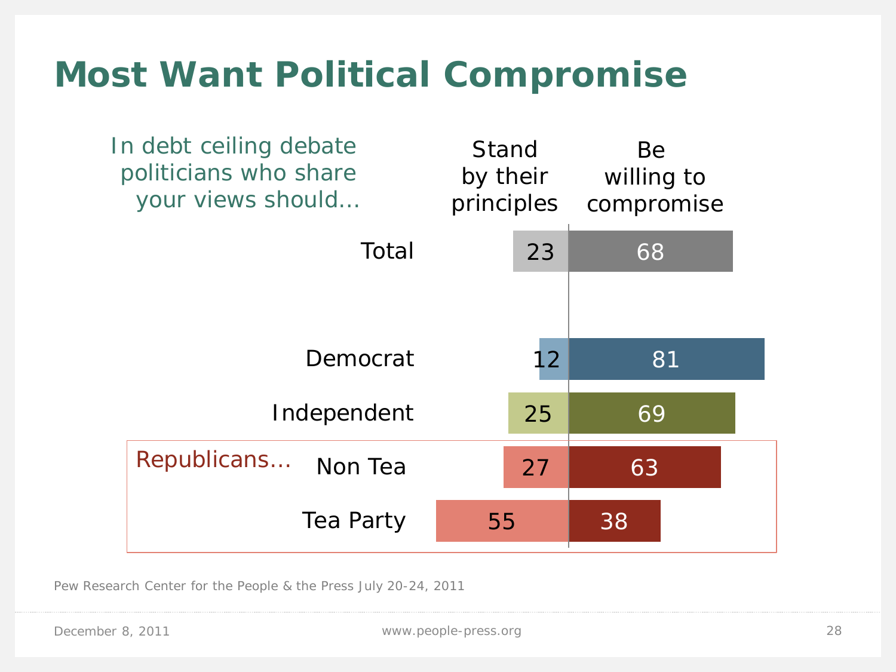# Most Want Political Compromise

In debt ceiling debate politicians who share your views should…

| | Stand by their principles | Be willing to compromise |
|---|---|---|
| Total | 23 | 68 |
| Democrat | 12 | 81 |
| Independent | 25 | 69 |
| Republicans… Non Tea | 27 | 63 |
| Republicans… Tea Party | 55 | 38 |

Pew Research Center for the People & the Press July 20-24, 2011

December 8, 2011 www.people-press.org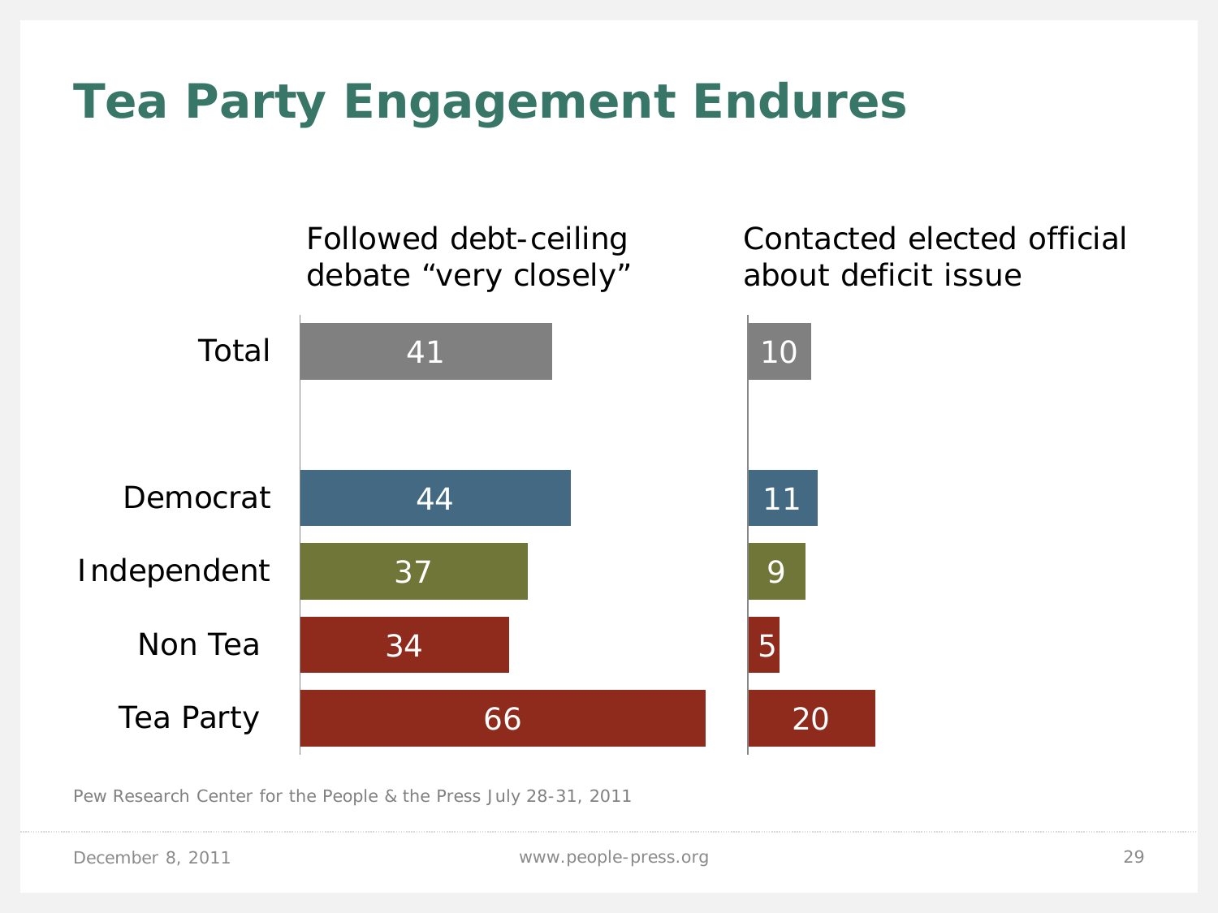# Tea Party Engagement Endures

| | Followed debt-ceiling debate "very closely" | Contacted elected official about deficit issue |
|---|---|---|
| Total | 41 | 10 |
| Democrat | 44 | 11 |
| Independent | 37 | 9 |
| Non Tea | 34 | 5 |
| Tea Party | 66 | 20 |

Pew Research Center for the People & the Press July 28-31, 2011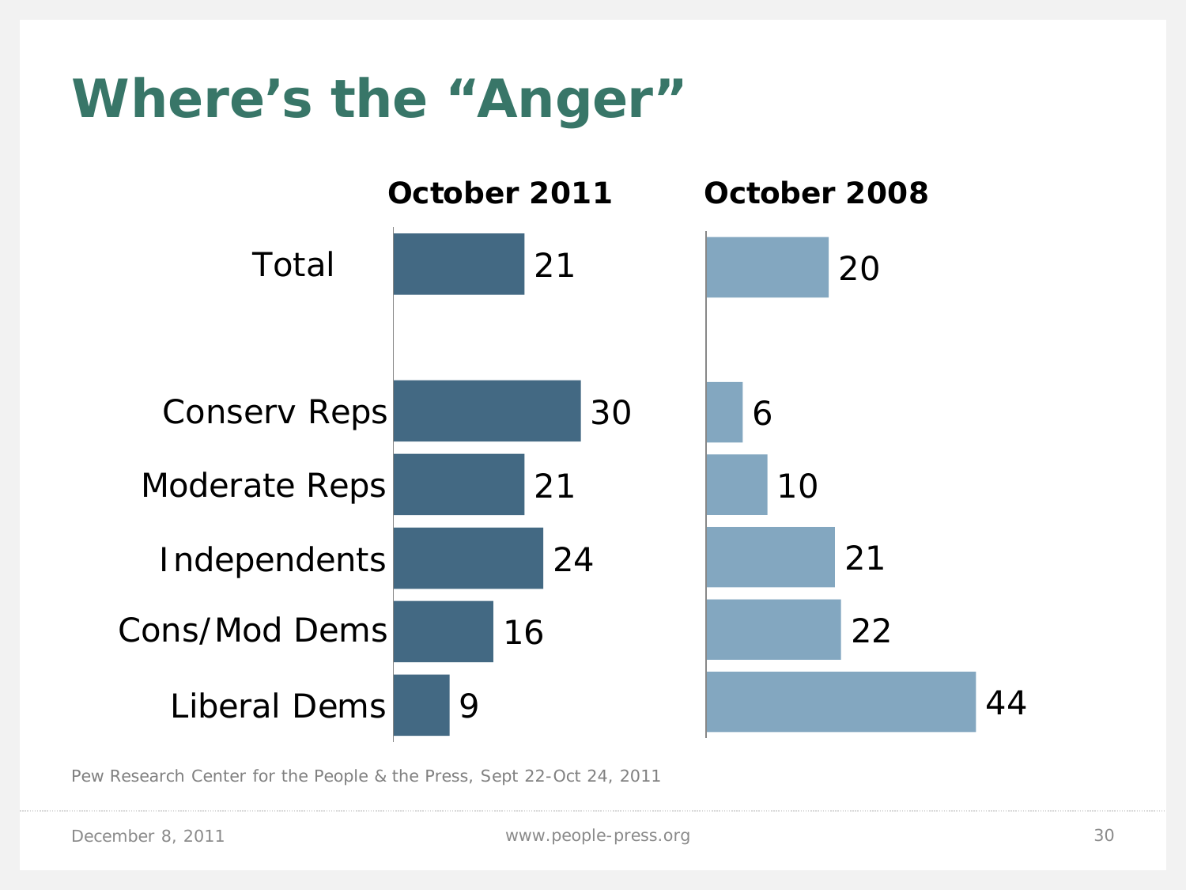# Where's the "Anger"

| | October 2011 | October 2008 |
|---|---|---|
| Total | 21 | 20 |
| Conserv Reps | 30 | 6 |
| Moderate Reps | 21 | 10 |
| Independents | 24 | 21 |
| Cons/Mod Dems | 16 | 22 |
| Liberal Dems | 9 | 44 |

Pew Research Center for the People & the Press, Sept 22-Oct 24, 2011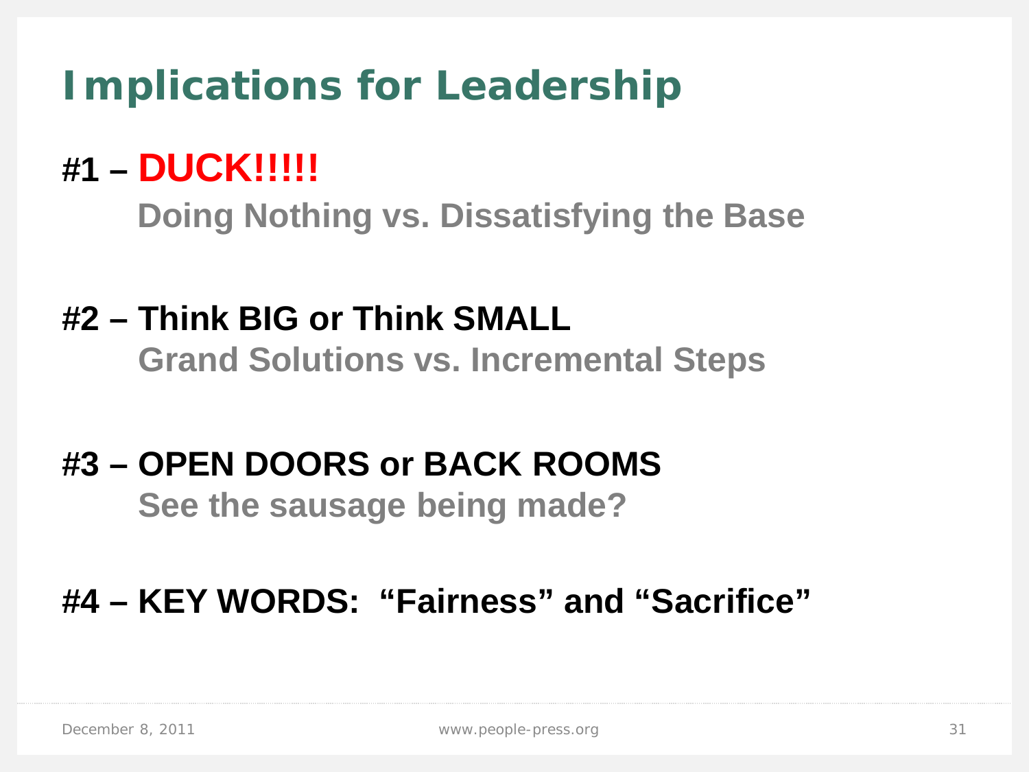# Implications for Leadership

**#1 – DUCK!!!!!**

**Doing Nothing vs. Dissatisfying the Base**

**#2 – Think BIG or Think SMALL**

**Grand Solutions vs. Incremental Steps**

**#3 – OPEN DOORS or BACK ROOMS**

**See the sausage being made?**

**#4 – KEY WORDS: "Fairness" and "Sacrifice"**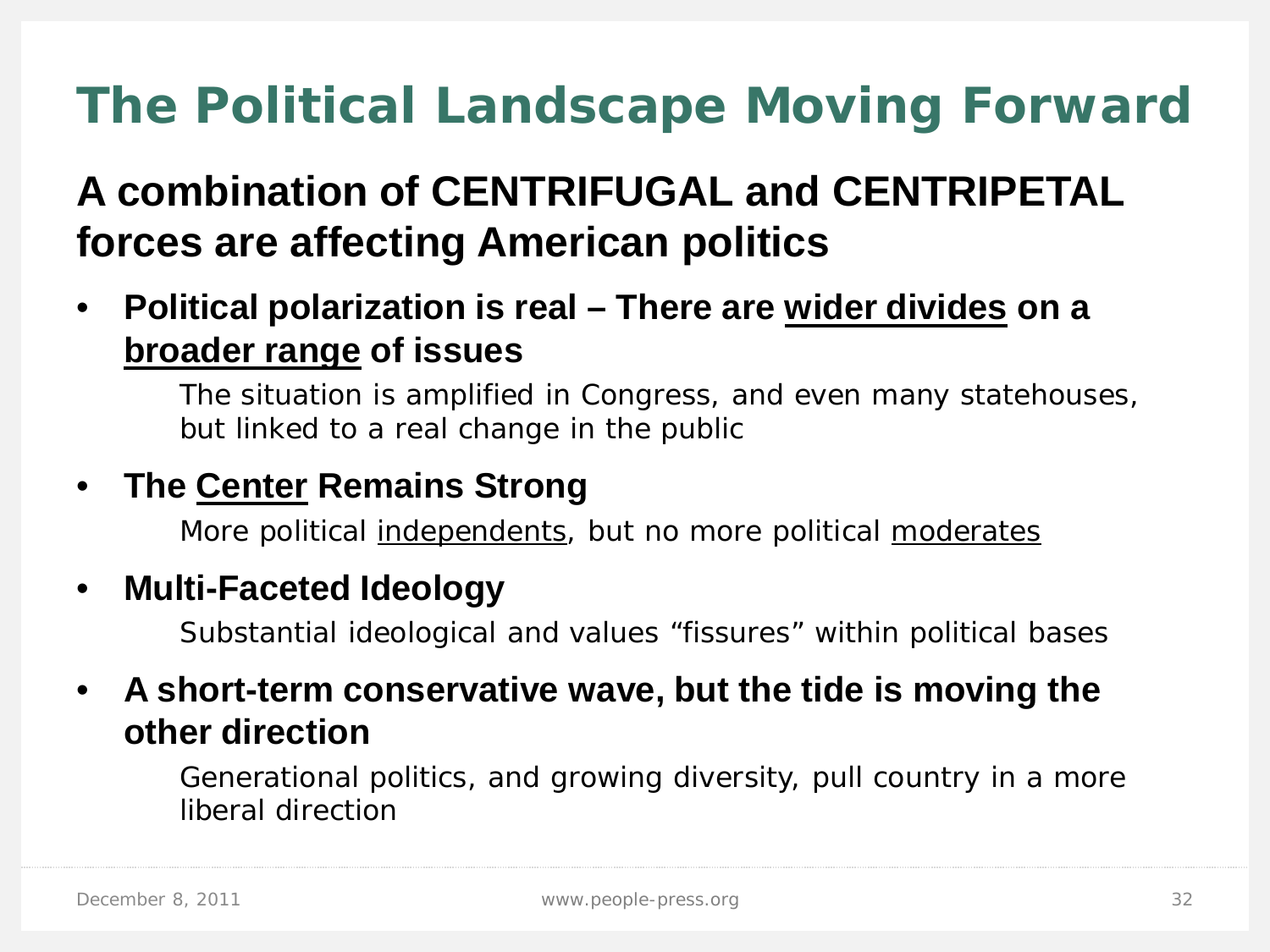# The Political Landscape Moving Forward

## A combination of CENTRIFUGAL and CENTRIPETAL forces are affecting American politics

- **Political polarization is real – There are <u>wider divides</u> on a <u>broader range</u> of issues**

  The situation is amplified in Congress, and even many statehouses, but linked to a real change in the public

- **The <u>Center</u> Remains Strong**

  More political <u>independents</u>, but no more political <u>moderates</u>

- **Multi-Faceted Ideology**

  Substantial ideological and values "fissures" within political bases

- **A short-term conservative wave, but the tide is moving the other direction**

  Generational politics, and growing diversity, pull country in a more liberal direction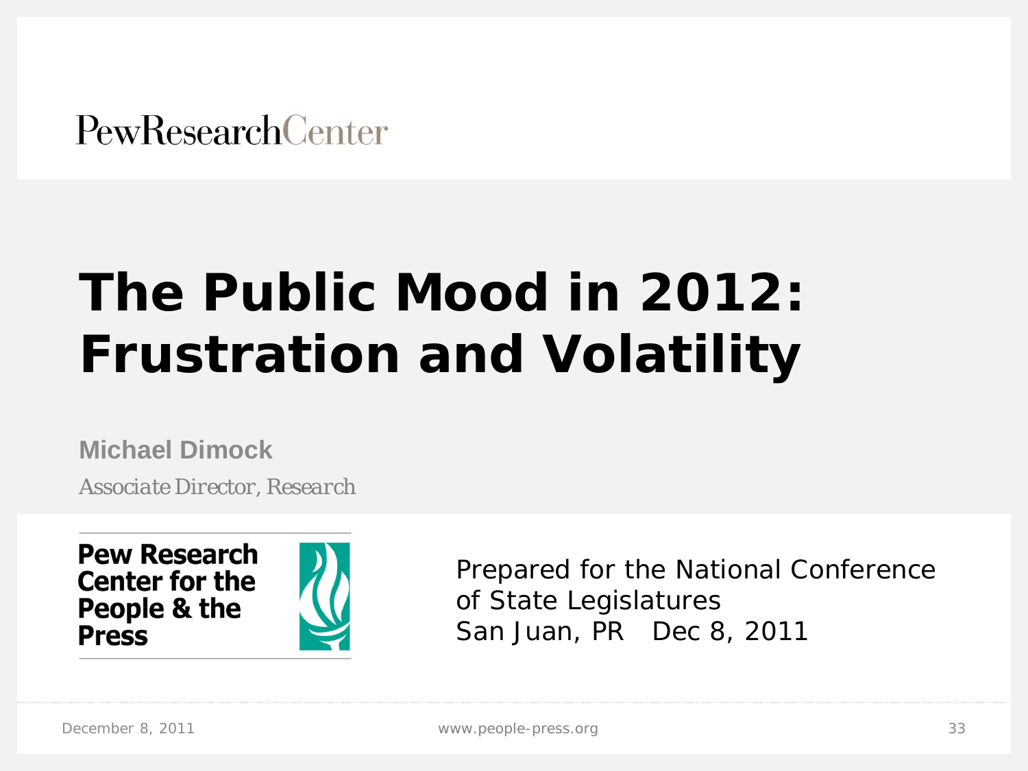PewResearchCenter

# The Public Mood in 2012: Frustration and Volatility

**Michael Dimock**

*Associate Director, Research*

**Pew Research Center for the People & the Press**

Prepared for the National Conference of State Legislatures
San Juan, PR Dec 8, 2011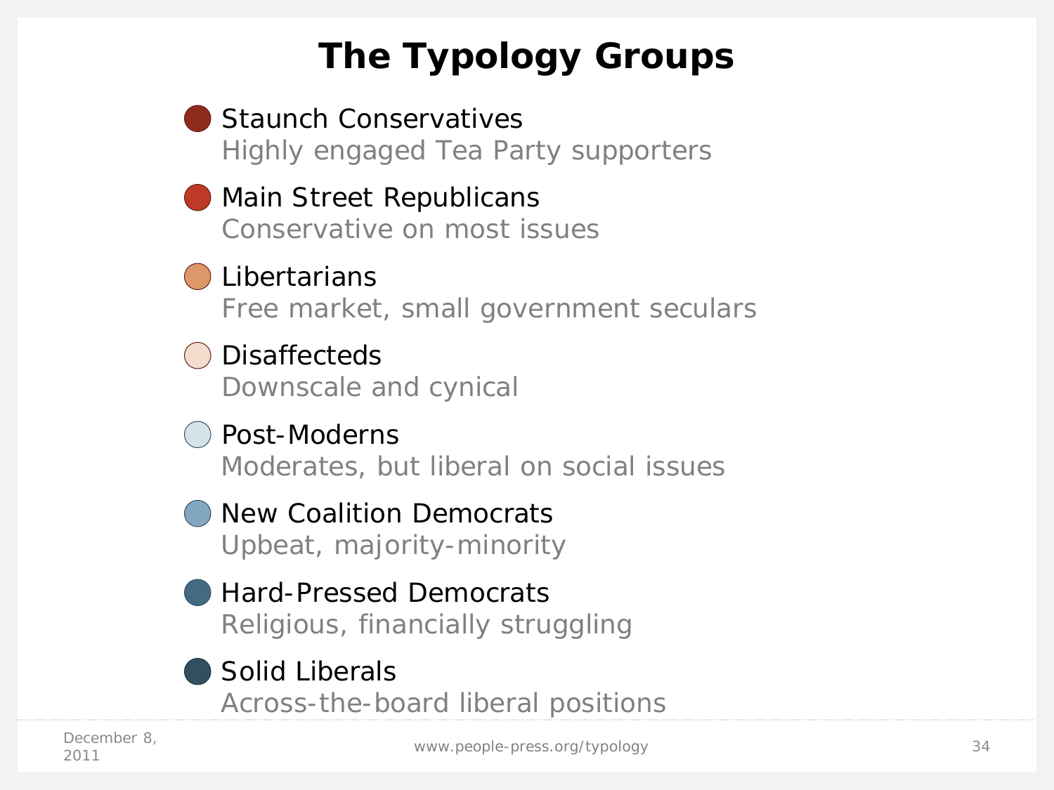# The Typology Groups

- **Staunch Conservatives**
  Highly engaged Tea Party supporters
- **Main Street Republicans**
  Conservative on most issues
- **Libertarians**
  Free market, small government seculars
- **Disaffecteds**
  Downscale and cynical
- **Post-Moderns**
  Moderates, but liberal on social issues
- **New Coalition Democrats**
  Upbeat, majority-minority
- **Hard-Pressed Democrats**
  Religious, financially struggling
- **Solid Liberals**
  Across-the-board liberal positions